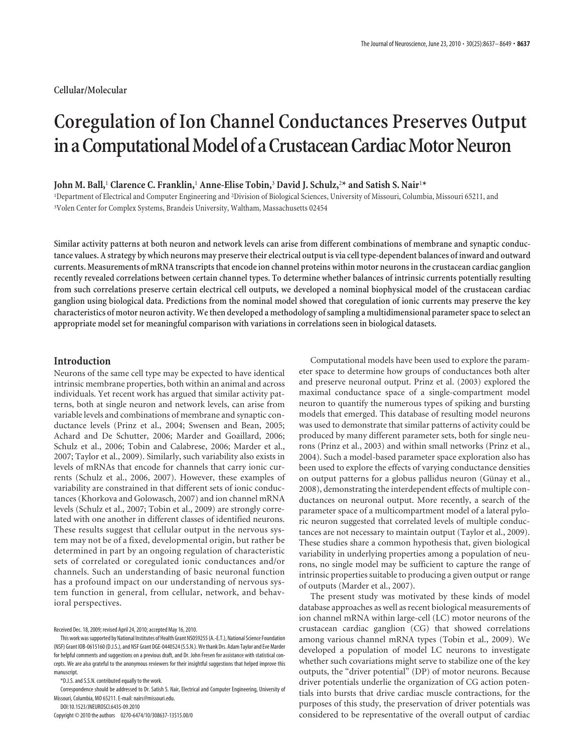Cellular/Molecular

# Coregulation of Ion Channel Conductances Preserves Output in a Computational Model of a Crustacean Cardiac Motor Neuron

**John M. Ball,[1] Clarence C. Franklin,[1] Anne-Elise Tobin,[3] David J. Schulz,[2]* and Satish S. Nair[1]***

[1]Department of Electrical and Computer Engineering and [2]Division of Biological Sciences, University of Missouri, Columbia, Missouri 65211, and [3]Volen Center for Complex Systems, Brandeis University, Waltham, Massachusetts 02454

**Similar activity patterns at both neuron and network levels can arise from different combinations of membrane and synaptic conductance values. A strategy by which neurons may preserve their electrical output is via cell type-dependent balances of inward and outward currents. Measurements of mRNA transcripts that encode ion channel proteins within motor neurons in the crustacean cardiac ganglion recently revealed correlations between certain channel types. To determine whether balances of intrinsic currents potentially resulting from such correlations preserve certain electrical cell outputs, we developed a nominal biophysical model of the crustacean cardiac ganglion using biological data. Predictions from the nominal model showed that coregulation of ionic currents may preserve the key characteristics of motor neuron activity. We then developed a methodology of sampling a multidimensional parameter space to select an appropriate model set for meaningful comparison with variations in correlations seen in biological datasets.**

## Introduction

Neurons of the same cell type may be expected to have identical intrinsic membrane properties, both within an animal and across individuals. Yet recent work has argued that similar activity patterns, both at single neuron and network levels, can arise from variable levels and combinations of membrane and synaptic conductance levels (Prinz et al., 2004; Swensen and Bean, 2005; Achard and De Schutter, 2006; Marder and Goaillard, 2006; Schulz et al., 2006; Tobin and Calabrese, 2006; Marder et al., 2007; Taylor et al., 2009). Similarly, such variability also exists in levels of mRNAs that encode for channels that carry ionic currents (Schulz et al., 2006, 2007). However, these examples of variability are constrained in that different sets of ionic conductances (Khorkova and Golowasch, 2007) and ion channel mRNA levels (Schulz et al., 2007; Tobin et al., 2009) are strongly correlated with one another in different classes of identified neurons. These results suggest that cellular output in the nervous system may not be of a fixed, developmental origin, but rather be determined in part by an ongoing regulation of characteristic sets of correlated or coregulated ionic conductances and/or channels. Such an understanding of basic neuronal function has a profound impact on our understanding of nervous system function in general, from cellular, network, and behavioral perspectives.

Received Dec. 18, 2009; revised April 24, 2010; accepted May 16, 2010.

This work was supported by National Institutes of Health Grant NS059255 (A.-E.T.), National Science Foundation (NSF) Grant IOB-0615160 (D.J.S.), and NSF Grant DGE-0440524 (S.S.N.). We thank Drs. Adam Taylor and Eve Marder for helpful comments and suggestions on a previous draft, and Dr. John Fresen for assistance with statistical concepts. We are also grateful to the anonymous reviewers for their insightful suggestions that helped improve this manuscript.

*D.J.S. and S.S.N. contributed equally to this work.

Correspondence should be addressed to Dr. Satish S. Nair, Department of Electrical and Computer Engineering, University of Missouri, Columbia, MO 65211. E-mail: nairs@missouri.edu.

DOI:10.1523/JNEUROSCI.6435-09.2010

Copyright © 2010 the authors 0270-6474/10/308637-13$15.00/0

Computational models have been used to explore the parameter space to determine how groups of conductances both alter and preserve neuronal output. Prinz et al. (2003) explored the maximal conductance space of a single-compartment model neuron to quantify the numerous types of spiking and bursting models that emerged. This database of resulting model neurons was used to demonstrate that similar patterns of activity could be produced by many different parameter sets, both for single neurons (Prinz et al., 2003) and within small networks (Prinz et al., 2004). Such a model-based parameter space exploration also has been used to explore the effects of varying conductance densities on output patterns for a globus pallidus neuron (Günay et al., 2008), demonstrating the interdependent effects of multiple conductances on neuronal output. More recently, a search of the parameter space of a multicompartment model of a lateral pyloric neuron suggested that correlated levels of multiple conductances are not necessary to maintain output (Taylor et al., 2009). These studies share a common hypothesis that, given biological variability in underlying properties among a population of neurons, no single model may be sufficient to capture the range of intrinsic properties suitable to producing a given output or range of outputs (Marder et al., 2007).

The present study was motivated by these kinds of model database approaches as well as recent biological measurements of ion channel mRNA within large-cell (LC) motor neurons of the crustacean cardiac ganglion (CG) that showed correlations among various channel mRNA types (Tobin et al., 2009). We developed a population of model LC neurons to investigate whether such covariations might serve to stabilize one of the key outputs, the "driver potential" (DP) of motor neurons. Because driver potentials underlie the organization of CG action potentials into bursts that drive cardiac muscle contractions, for the purposes of this study, the preservation of driver potentials was considered to be representative of the overall output of cardiac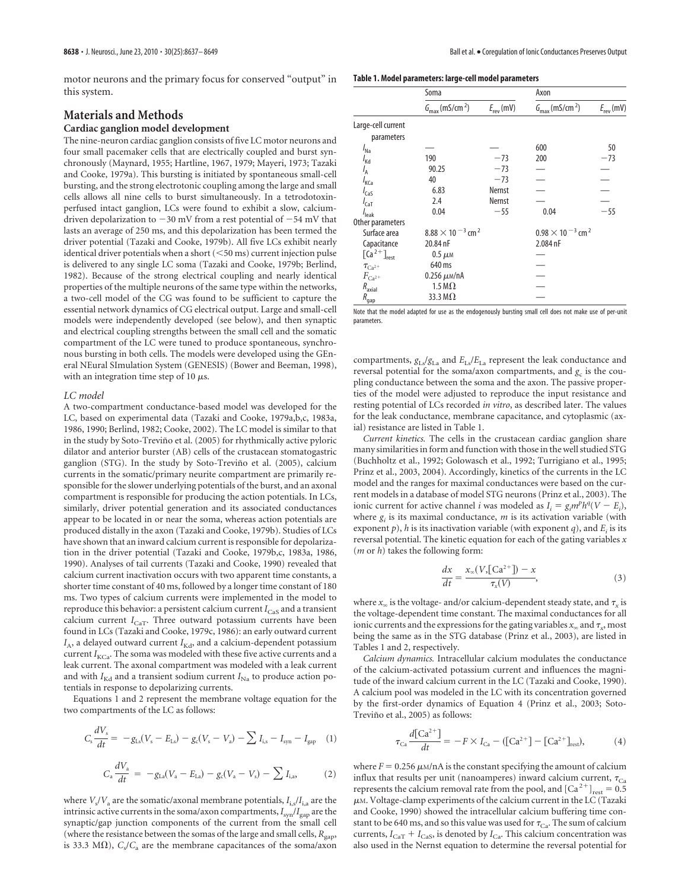motor neurons and the primary focus for conserved "output" in this system.

## Materials and Methods

### Cardiac ganglion model development

The nine-neuron cardiac ganglion consists of five LC motor neurons and four small pacemaker cells that are electrically coupled and burst synchronously (Maynard, 1955; Hartline, 1967, 1979; Mayeri, 1973; Tazaki and Cooke, 1979a). This bursting is initiated by spontaneous small-cell bursting, and the strong electrotonic coupling among the large and small cells allows all nine cells to burst simultaneously. In a tetrodotoxin-perfused intact ganglion, LCs were found to exhibit a slow, calcium-driven depolarization to −30 mV from a rest potential of −54 mV that lasts an average of 250 ms, and this depolarization has been termed the driver potential (Tazaki and Cooke, 1979b). All five LCs exhibit nearly identical driver potentials when a short (<50 ms) current injection pulse is delivered to any single LC soma (Tazaki and Cooke, 1979b; Berlind, 1982). Because of the strong electrical coupling and nearly identical properties of the multiple neurons of the same type within the networks, a two-cell model of the CG was found to be sufficient to capture the essential network dynamics of CG electrical output. Large and small-cell models were independently developed (see below), and then synaptic and electrical coupling strengths between the small cell and the somatic compartment of the LC were tuned to produce spontaneous, synchronous bursting in both cells. The models were developed using the GEneral NEural SImulation System (GENESIS) (Bower and Beeman, 1998), with an integration time step of 10 μs.

*LC model*

A two-compartment conductance-based model was developed for the LC, based on experimental data (Tazaki and Cooke, 1979a,b,c, 1983a, 1986, 1990; Berlind, 1982; Cooke, 2002). The LC model is similar to that in the study by Soto-Treviño et al. (2005) for rhythmically active pyloric dilator and anterior burster (AB) cells of the crustacean stomatogastric ganglion (STG). In the study by Soto-Treviño et al. (2005), calcium currents in the somatic/primary neurite compartment are primarily responsible for the slower underlying potentials of the burst, and an axonal compartment is responsible for producing the action potentials. In LCs, similarly, driver potential generation and its associated conductances appear to be located in or near the soma, whereas action potentials are produced distally in the axon (Tazaki and Cooke, 1979b). Studies of LCs have shown that an inward calcium current is responsible for depolarization in the driver potential (Tazaki and Cooke, 1979b,c, 1983a, 1986, 1990). Analyses of tail currents (Tazaki and Cooke, 1990) revealed that calcium current inactivation occurs with two apparent time constants, a shorter time constant of 40 ms, followed by a longer time constant of 180 ms. Two types of calcium currents were implemented in the model to reproduce this behavior: a persistent calcium current $I_{CaS}$ and a transient calcium current $I_{CaT}$. Three outward potassium currents have been found in LCs (Tazaki and Cooke, 1979c, 1986): an early outward current $I_A$, a delayed outward current $I_{Kd}$, and a calcium-dependent potassium current $I_{KCa}$. The soma was modeled with these five active currents and a leak current. The axonal compartment was modeled with a leak current and with $I_{Kd}$ and a transient sodium current $I_{Na}$ to produce action potentials in response to depolarizing currents.

Equations 1 and 2 represent the membrane voltage equation for the two compartments of the LC as follows:

$$C_s \frac{dV_s}{dt} = -g_{Ls}(V_s - E_{Ls}) - g_c(V_s - V_a) - \sum I_{i,s} - I_{syn} - I_{gap} \quad (1)$$

$$C_a \frac{dV_a}{dt} = -g_{La}(V_a - E_{La}) - g_c(V_a - V_s) - \sum I_{i,a}, \quad (2)$$

where $V_s/V_a$ are the somatic/axonal membrane potentials, $I_{i,s}/I_{i,a}$ are the intrinsic active currents in the soma/axon compartments, $I_{syn}/I_{gap}$ are the synaptic/gap junction components of the current from the small cell (where the resistance between the somas of the large and small cells, $R_{gap}$, is 33.3 MΩ), $C_s/C_a$ are the membrane capacitances of the soma/axon compartments, $g_{Ls}/g_{La}$ and $E_{Ls}/E_{La}$ represent the leak conductance and reversal potential for the soma/axon compartments, and $g_c$ is the coupling conductance between the soma and the axon. The passive properties of the model were adjusted to reproduce the input resistance and resting potential of LCs recorded *in vitro*, as described later. The values for the leak conductance, membrane capacitance, and cytoplasmic (axial) resistance are listed in Table 1.

**Table 1. Model parameters: large-cell model parameters**

| | Soma | | Axon | |
|---|---|---|---|---|
| | $G_{max}$ (mS/cm$^2$) | $E_{rev}$ (mV) | $G_{max}$ (mS/cm$^2$) | $E_{rev}$ (mV) |
| Large-cell current parameters | | | | |
| $I_{Na}$ | — | — | 600 | 50 |
| $I_{Kd}$ | 190 | −73 | 200 | −73 |
| $I_A$ | 90.25 | −73 | — | — |
| $I_{KCa}$ | 40 | −73 | — | — |
| $I_{CaS}$ | 6.83 | Nernst | — | — |
| $I_{CaT}$ | 2.4 | Nernst | — | — |
| $I_{leak}$ | 0.04 | −55 | 0.04 | −55 |
| Other parameters | | | | |
| Surface area | $8.88 \times 10^{-3}$ cm$^2$ | | $0.98 \times 10^{-3}$ cm$^2$ | |
| Capacitance | 20.84 nF | | 2.084 nF | |
| $[Ca^{2+}]_{rest}$ | 0.5 μM | | — | |
| $\tau_{Ca^{2+}}$ | 640 ms | | — | |
| $F_{Ca^{2+}}$ | 0.256 μM/nA | | — | |
| $R_{axial}$ | 1.5 MΩ | | — | |
| $R_{gap}$ | 33.3 MΩ | | — | |

Note that the model adapted for use as the endogenously bursting small cell does not make use of per-unit parameters.

*Current kinetics.* The cells in the crustacean cardiac ganglion share many similarities in form and function with those in the well studied STG (Buchholtz et al., 1992; Golowasch et al., 1992; Turrigiano et al., 1995; Prinz et al., 2003, 2004). Accordingly, kinetics of the currents in the LC model and the ranges for maximal conductances were based on the current models in a database of model STG neurons (Prinz et al., 2003). The ionic current for active channel $i$ was modeled as $I_i = g_i m^p h^q (V - E_i)$, where $g_i$ is its maximal conductance, $m$ is its activation variable (with exponent $p$), $h$ is its inactivation variable (with exponent $q$), and $E_i$ is its reversal potential. The kinetic equation for each of the gating variables $x$ ($m$ or $h$) takes the following form:

$$\frac{dx}{dt} = \frac{x_\infty(V,[Ca^{2+}]) - x}{\tau_x(V)}, \quad (3)$$

where $x_\infty$ is the voltage- and/or calcium-dependent steady state, and $\tau_x$ is the voltage-dependent time constant. The maximal conductances for all ionic currents and the expressions for the gating variables $x_\infty$ and $\tau_x$, most being the same as in the STG database (Prinz et al., 2003), are listed in Tables 1 and 2, respectively.

*Calcium dynamics.* Intracellular calcium modulates the conductance of the calcium-activated potassium current and influences the magnitude of the inward calcium current in the LC (Tazaki and Cooke, 1990). A calcium pool was modeled in the LC with its concentration governed by the first-order dynamics of Equation 4 (Prinz et al., 2003; Soto-Treviño et al., 2005) as follows:

$$\tau_{Ca} \frac{d[Ca^{2+}]}{dt} = -F \times I_{Ca} - ([Ca^{2+}] - [Ca^{2+}]_{rest}), \quad (4)$$

where $F = 0.256$ μM/nA is the constant specifying the amount of calcium influx that results per unit (nanoamperes) inward calcium current, $\tau_{Ca}$ represents the calcium removal rate from the pool, and $[Ca^{2+}]_{rest} = 0.5$ μM. Voltage-clamp experiments of the calcium current in the LC (Tazaki and Cooke, 1990) showed the intracellular calcium buffering time constant to be 640 ms, and so this value was used for $\tau_{Ca}$. The sum of calcium currents, $I_{CaT} + I_{CaS}$, is denoted by $I_{Ca}$. This calcium concentration was also used in the Nernst equation to determine the reversal potential for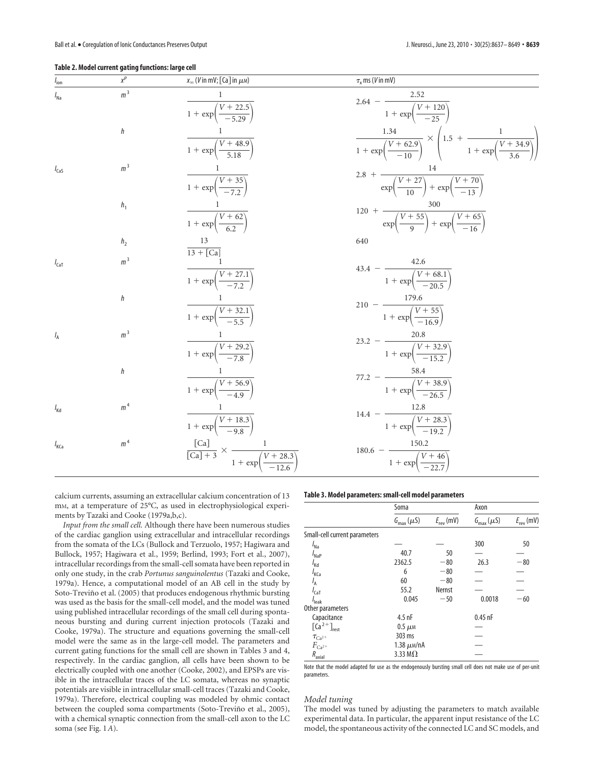**Table 2. Model current gating functions: large cell**

| $I_{ion}$ | $x^p$ | $x_\infty$ ($V$ in mV; [Ca] in $\mu$M) | $\tau_x$ ms ($V$ in mV) |
|---|---|---|---|
| $I_{Na}$ | $m^3$ | $\dfrac{1}{1+\exp\left(\dfrac{V+22.5}{-5.29}\right)}$ | $2.64 - \dfrac{2.52}{1+\exp\left(\dfrac{V+120}{-25}\right)}$ |
| | $h$ | $\dfrac{1}{1+\exp\left(\dfrac{V+48.9}{5.18}\right)}$ | $\dfrac{1.34}{1+\exp\left(\dfrac{V+62.9}{-10}\right)} \times \left(1.5 + \dfrac{1}{1+\exp\left(\dfrac{V+34.9}{3.6}\right)}\right)$ |
| $I_{CaS}$ | $m^3$ | $\dfrac{1}{1+\exp\left(\dfrac{V+35}{-7.2}\right)}$ | $2.8 + \dfrac{14}{\exp\left(\dfrac{V+27}{10}\right)+\exp\left(\dfrac{V+70}{-13}\right)}$ |
| | $h_1$ | $\dfrac{1}{1+\exp\left(\dfrac{V+62}{6.2}\right)}$ | $120 + \dfrac{300}{\exp\left(\dfrac{V+55}{9}\right)+\exp\left(\dfrac{V+65}{-16}\right)}$ |
| | $h_2$ | $\dfrac{13}{13+[\mathrm{Ca}]}$ | 640 |
| $I_{CaT}$ | $m^3$ | $\dfrac{1}{1+\exp\left(\dfrac{V+27.1}{-7.2}\right)}$ | $43.4 - \dfrac{42.6}{1+\exp\left(\dfrac{V+68.1}{-20.5}\right)}$ |
| | $h$ | $\dfrac{1}{1+\exp\left(\dfrac{V+32.1}{-5.5}\right)}$ | $210 - \dfrac{179.6}{1+\exp\left(\dfrac{V+55}{-16.9}\right)}$ |
| $I_A$ | $m^3$ | $\dfrac{1}{1+\exp\left(\dfrac{V+29.2}{-7.8}\right)}$ | $23.2 - \dfrac{20.8}{1+\exp\left(\dfrac{V+32.9}{-15.2}\right)}$ |
| | $h$ | $\dfrac{1}{1+\exp\left(\dfrac{V+56.9}{-4.9}\right)}$ | $77.2 - \dfrac{58.4}{1+\exp\left(\dfrac{V+38.9}{-26.5}\right)}$ |
| $I_{Kd}$ | $m^4$ | $\dfrac{1}{1+\exp\left(\dfrac{V+18.3}{-9.8}\right)}$ | $14.4 - \dfrac{12.8}{1+\exp\left(\dfrac{V+28.3}{-19.2}\right)}$ |
| $I_{KCa}$ | $m^4$ | $\dfrac{[\mathrm{Ca}]}{[\mathrm{Ca}]+3} \times \dfrac{1}{1+\exp\left(\dfrac{V+28.3}{-12.6}\right)}$ | $180.6 - \dfrac{150.2}{1+\exp\left(\dfrac{V+46}{-22.7}\right)}$ |

calcium currents, assuming an extracellular calcium concentration of 13 mM, at a temperature of 25°C, as used in electrophysiological experiments by Tazaki and Cooke (1979a,b,c).

*Input from the small cell.* Although there have been numerous studies of the cardiac ganglion using extracellular and intracellular recordings from the somata of the LCs (Bullock and Terzuolo, 1957; Hagiwara and Bullock, 1957; Hagiwara et al., 1959; Berlind, 1993; Fort et al., 2007), intracellular recordings from the small-cell somata have been reported in only one study, in the crab *Portunus sanguinolentus* (Tazaki and Cooke, 1979a). Hence, a computational model of an AB cell in the study by Soto-Treviño et al. (2005) that produces endogenous rhythmic bursting was used as the basis for the small-cell model, and the model was tuned using published intracellular recordings of the small cell during spontaneous bursting and during current injection protocols (Tazaki and Cooke, 1979a). The structure and equations governing the small-cell model were the same as in the large-cell model. The parameters and current gating functions for the small cell are shown in Tables 3 and 4, respectively. In the cardiac ganglion, all cells have been shown to be electrically coupled with one another (Cooke, 2002), and EPSPs are visible in the intracellular traces of the LC somata, whereas no synaptic potentials are visible in intracellular small-cell traces (Tazaki and Cooke, 1979a). Therefore, electrical coupling was modeled by ohmic contact between the coupled soma compartments (Soto-Treviño et al., 2005), with a chemical synaptic connection from the small-cell axon to the LC soma (see Fig. 1*A*).

**Table 3. Model parameters: small-cell model parameters**

| | Soma | | Axon | |
|---|---|---|---|---|
| | $G_{max}$ ($\mu$S) | $E_{rev}$ (mV) | $G_{max}$ ($\mu$S) | $E_{rev}$ (mV) |
| Small-cell current parameters | | | | |
| $I_{Na}$ | — | — | 300 | 50 |
| $I_{NaP}$ | 40.7 | 50 | — | — |
| $I_{Kd}$ | 2362.5 | −80 | 26.3 | −80 |
| $I_{KCa}$ | 6 | −80 | — | — |
| $I_A$ | 60 | −80 | — | — |
| $I_{CaT}$ | 55.2 | Nernst | — | — |
| $I_{leak}$ | 0.045 | −50 | 0.0018 | −60 |
| Other parameters | | | | |
| Capacitance | 4.5 nF | | 0.45 nF | |
| $[\mathrm{Ca}^{2+}]_{rest}$ | 0.5 $\mu$M | | — | |
| $\tau_{Ca^{2+}}$ | 303 ms | | — | |
| $F_{Ca^{2+}}$ | 1.38 $\mu$M/nA | | — | |
| $R_{axial}$ | 3.33 M$\Omega$ | | — | |

Note that the model adapted for use as the endogenously bursting small cell does not make use of per-unit parameters.

### Model tuning

The model was tuned by adjusting the parameters to match available experimental data. In particular, the apparent input resistance of the LC model, the spontaneous activity of the connected LC and SC models, and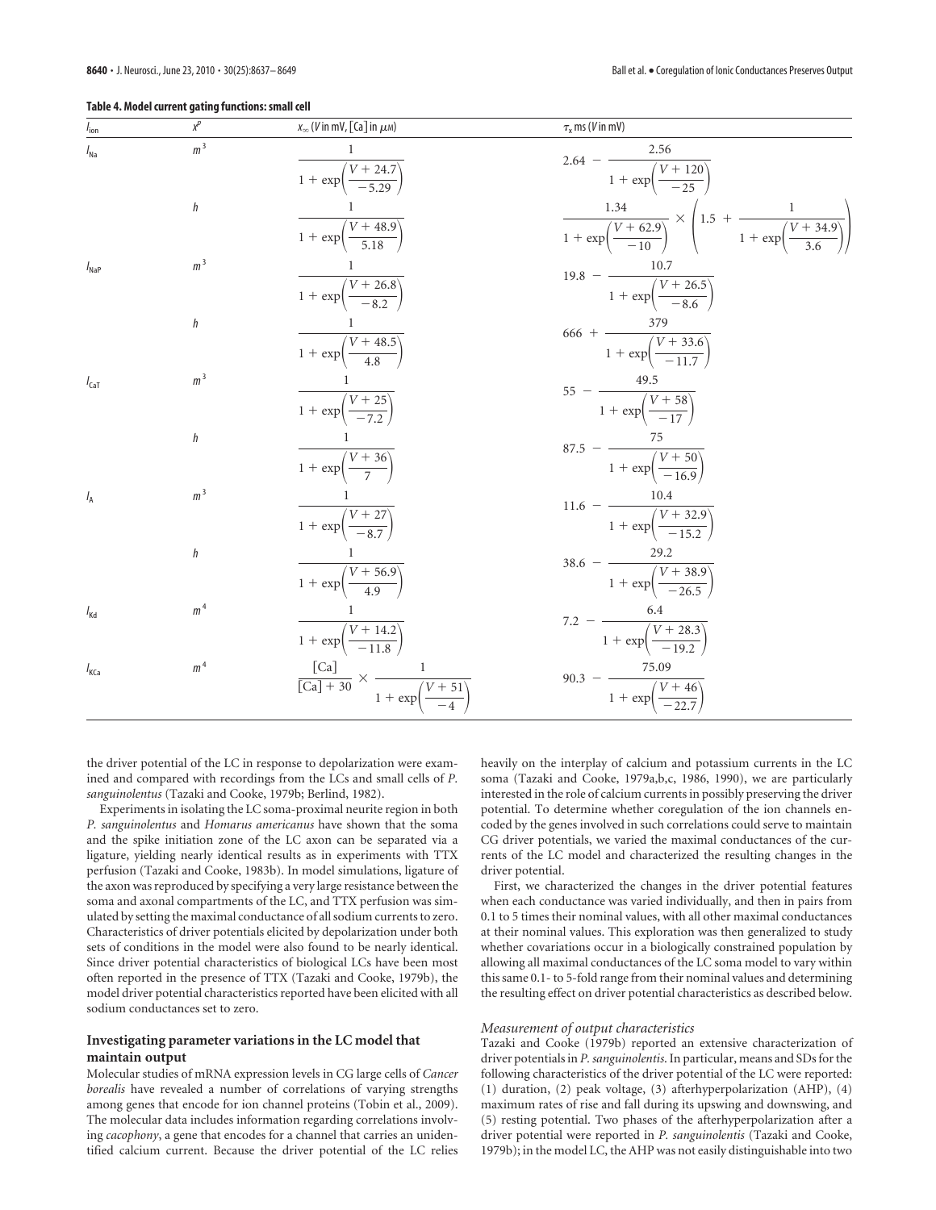**Table 4. Model current gating functions: small cell**

| $I_{ion}$ | $x^p$ | $x_\infty$ ($V$ in mV, [Ca] in $\mu$M) | $\tau_x$ ms ($V$ in mV) |
|---|---|---|---|
| $I_{Na}$ | $m^3$ | $\dfrac{1}{1+\exp\left(\dfrac{V+24.7}{-5.29}\right)}$ | $2.64 - \dfrac{2.56}{1+\exp\left(\dfrac{V+120}{-25}\right)}$ |
| | $h$ | $\dfrac{1}{1+\exp\left(\dfrac{V+48.9}{5.18}\right)}$ | $\dfrac{1.34}{1+\exp\left(\dfrac{V+62.9}{-10}\right)} \times \left(1.5 + \dfrac{1}{1+\exp\left(\dfrac{V+34.9}{3.6}\right)}\right)$ |
| $I_{NaP}$ | $m^3$ | $\dfrac{1}{1+\exp\left(\dfrac{V+26.8}{-8.2}\right)}$ | $19.8 - \dfrac{10.7}{1+\exp\left(\dfrac{V+26.5}{-8.6}\right)}$ |
| | $h$ | $\dfrac{1}{1+\exp\left(\dfrac{V+48.5}{4.8}\right)}$ | $666 + \dfrac{379}{1+\exp\left(\dfrac{V+33.6}{-11.7}\right)}$ |
| $I_{CaT}$ | $m^3$ | $\dfrac{1}{1+\exp\left(\dfrac{V+25}{-7.2}\right)}$ | $55 - \dfrac{49.5}{1+\exp\left(\dfrac{V+58}{-17}\right)}$ |
| | $h$ | $\dfrac{1}{1+\exp\left(\dfrac{V+36}{7}\right)}$ | $87.5 - \dfrac{75}{1+\exp\left(\dfrac{V+50}{-16.9}\right)}$ |
| $I_A$ | $m^3$ | $\dfrac{1}{1+\exp\left(\dfrac{V+27}{-8.7}\right)}$ | $11.6 - \dfrac{10.4}{1+\exp\left(\dfrac{V+32.9}{-15.2}\right)}$ |
| | $h$ | $\dfrac{1}{1+\exp\left(\dfrac{V+56.9}{4.9}\right)}$ | $38.6 - \dfrac{29.2}{1+\exp\left(\dfrac{V+38.9}{-26.5}\right)}$ |
| $I_{Kd}$ | $m^4$ | $\dfrac{1}{1+\exp\left(\dfrac{V+14.2}{-11.8}\right)}$ | $7.2 - \dfrac{6.4}{1+\exp\left(\dfrac{V+28.3}{-19.2}\right)}$ |
| $I_{KCa}$ | $m^4$ | $\dfrac{[Ca]}{[Ca]+30} \times \dfrac{1}{1+\exp\left(\dfrac{V+51}{-4}\right)}$ | $90.3 - \dfrac{75.09}{1+\exp\left(\dfrac{V+46}{-22.7}\right)}$ |

the driver potential of the LC in response to depolarization were examined and compared with recordings from the LCs and small cells of *P. sanguinolentus* (Tazaki and Cooke, 1979b; Berlind, 1982).

Experiments in isolating the LC soma-proximal neurite region in both *P. sanguinolentus* and *Homarus americanus* have shown that the soma and the spike initiation zone of the LC axon can be separated via a ligature, yielding nearly identical results as in experiments with TTX perfusion (Tazaki and Cooke, 1983b). In model simulations, ligature of the axon was reproduced by specifying a very large resistance between the soma and axonal compartments of the LC, and TTX perfusion was simulated by setting the maximal conductance of all sodium currents to zero. Characteristics of driver potentials elicited by depolarization under both sets of conditions in the model were also found to be nearly identical. Since driver potential characteristics of biological LCs have been most often reported in the presence of TTX (Tazaki and Cooke, 1979b), the model driver potential characteristics reported have been elicited with all sodium conductances set to zero.

### Investigating parameter variations in the LC model that maintain output

Molecular studies of mRNA expression levels in CG large cells of *Cancer borealis* have revealed a number of correlations of varying strengths among genes that encode for ion channel proteins (Tobin et al., 2009). The molecular data includes information regarding correlations involving *cacophony*, a gene that encodes for a channel that carries an unidentified calcium current. Because the driver potential of the LC relies heavily on the interplay of calcium and potassium currents in the LC soma (Tazaki and Cooke, 1979a,b,c, 1986, 1990), we are particularly interested in the role of calcium currents in possibly preserving the driver potential. To determine whether coregulation of the ion channels encoded by the genes involved in such correlations could serve to maintain CG driver potentials, we varied the maximal conductances of the currents of the LC model and characterized the resulting changes in the driver potential.

First, we characterized the changes in the driver potential features when each conductance was varied individually, and then in pairs from 0.1 to 5 times their nominal values, with all other maximal conductances at their nominal values. This exploration was then generalized to study whether covariations occur in a biologically constrained population by allowing all maximal conductances of the LC soma model to vary within this same 0.1- to 5-fold range from their nominal values and determining the resulting effect on driver potential characteristics as described below.

#### *Measurement of output characteristics*

Tazaki and Cooke (1979b) reported an extensive characterization of driver potentials in *P. sanguinolentis*. In particular, means and SDs for the following characteristics of the driver potential of the LC were reported: (1) duration, (2) peak voltage, (3) afterhyperpolarization (AHP), (4) maximum rates of rise and fall during its upswing and downswing, and (5) resting potential. Two phases of the afterhyperpolarization after a driver potential were reported in *P. sanguinolentis* (Tazaki and Cooke, 1979b); in the model LC, the AHP was not easily distinguishable into two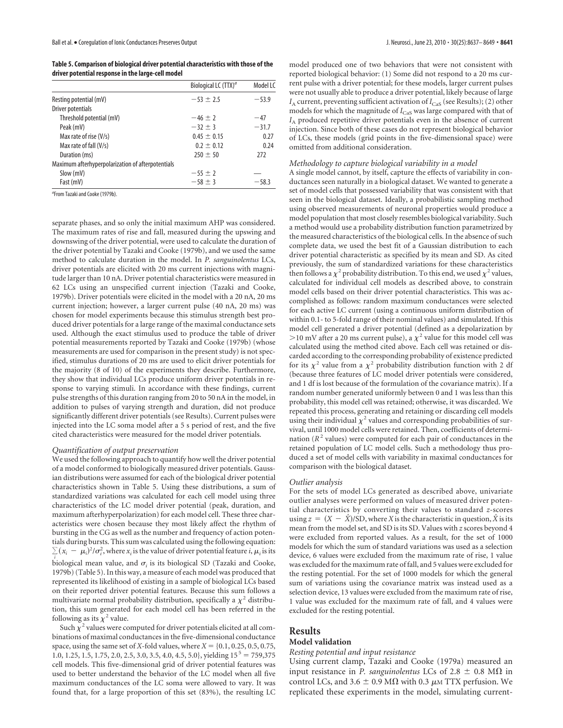**Table 5. Comparison of biological driver potential characteristics with those of the driver potential response in the large-cell model**

| | Biological LC (TTX)[a] | Model LC |
|---|---|---|
| Resting potential (mV) | −53 ± 2.5 | −53.9 |
| Driver potentials | | |
| Threshold potential (mV) | −46 ± 2 | −47 |
| Peak (mV) | −32 ± 3 | −31.7 |
| Max rate of rise (V/s) | 0.45 ± 0.15 | 0.27 |
| Max rate of fall (V/s) | 0.2 ± 0.12 | 0.24 |
| Duration (ms) | 250 ± 50 | 272 |
| Maximum afterhyperpolarization of afterpotentials | | |
| Slow (mV) | −55 ± 2 | — |
| Fast (mV) | −58 ± 3 | −58.3 |

[a]From Tazaki and Cooke (1979b).

separate phases, and so only the initial maximum AHP was considered. The maximum rates of rise and fall, measured during the upswing and downswing of the driver potential, were used to calculate the duration of the driver potential by Tazaki and Cooke (1979b), and we used the same method to calculate duration in the model. In *P. sanguinolentus* LCs, driver potentials are elicited with 20 ms current injections with magnitude larger than 10 nA. Driver potential characteristics were measured in 62 LCs using an unspecified current injection (Tazaki and Cooke, 1979b). Driver potentials were elicited in the model with a 20 nA, 20 ms current injection; however, a larger current pulse (40 nA, 20 ms) was chosen for model experiments because this stimulus strength best produced driver potentials for a large range of the maximal conductance sets used. Although the exact stimulus used to produce the table of driver potential measurements reported by Tazaki and Cooke (1979b) (whose measurements are used for comparison in the present study) is not specified, stimulus durations of 20 ms are used to elicit driver potentials for the majority (8 of 10) of the experiments they describe. Furthermore, they show that individual LCs produce uniform driver potentials in response to varying stimuli. In accordance with these findings, current pulse strengths of this duration ranging from 20 to 50 nA in the model, in addition to pulses of varying strength and duration, did not produce significantly different driver potentials (see Results). Current pulses were injected into the LC soma model after a 5 s period of rest, and the five cited characteristics were measured for the model driver potentials.

*Quantification of output preservation*

We used the following approach to quantify how well the driver potential of a model conformed to biologically measured driver potentials. Gaussian distributions were assumed for each of the biological driver potential characteristics shown in Table 5. Using these distributions, a sum of standardized variations was calculated for each cell model using three characteristics of the LC model driver potential (peak, duration, and maximum afterhyperpolarization) for each model cell. These three characteristics were chosen because they most likely affect the rhythm of bursting in the CG as well as the number and frequency of action potentials during bursts. This sum was calculated using the following equation: $\sum_i (x_i - \mu_i)^2/\sigma_i^2$, where $x_i$ is the value of driver potential feature $i$, $\mu_i$ is its biological mean value, and $\sigma_i$ is its biological SD (Tazaki and Cooke, 1979b) (Table 5). In this way, a measure of each model was produced that represented its likelihood of existing in a sample of biological LCs based on their reported driver potential features. Because this sum follows a multivariate normal probability distribution, specifically a $\chi^2$ distribution, this sum generated for each model cell has been referred in the following as its $\chi^2$ value.

Such $\chi^2$ values were computed for driver potentials elicited at all combinations of maximal conductances in the five-dimensional conductance space, using the same set of $X$-fold values, where $X = \{0.1, 0.25, 0.5, 0.75, 1.0, 1.25, 1.5, 1.75, 2.0, 2.5, 3.0, 3.5, 4.0, 4.5, 5.0\}$, yielding $15^5 = 759{,}375$ cell models. This five-dimensional grid of driver potential features was used to better understand the behavior of the LC model when all five maximum conductances of the LC soma were allowed to vary. It was found that, for a large proportion of this set (83%), the resulting LC model produced one of two behaviors that were not consistent with reported biological behavior: (1) Some did not respond to a 20 ms current pulse with a driver potential; for these models, larger current pulses were not usually able to produce a driver potential, likely because of large $I_A$ current, preventing sufficient activation of $I_{CaS}$ (see Results); (2) other models for which the magnitude of $I_{CaS}$ was large compared with that of $I_A$ produced repetitive driver potentials even in the absence of current injection. Since both of these cases do not represent biological behavior of LCs, these models (grid points in the five-dimensional space) were omitted from additional consideration.

*Methodology to capture biological variability in a model*

A single model cannot, by itself, capture the effects of variability in conductances seen naturally in a biological dataset. We wanted to generate a set of model cells that possessed variability that was consistent with that seen in the biological dataset. Ideally, a probabilistic sampling method using observed measurements of neuronal properties would produce a model population that most closely resembles biological variability. Such a method would use a probability distribution function parametrized by the measured characteristics of the biological cells. In the absence of such complete data, we used the best fit of a Gaussian distribution to each driver potential characteristic as specified by its mean and SD. As cited previously, the sum of standardized variations for these characteristics then follows a $\chi^2$ probability distribution. To this end, we used $\chi^2$ values, calculated for individual cell models as described above, to constrain model cells based on their driver potential characteristics. This was accomplished as follows: random maximum conductances were selected for each active LC current (using a continuous uniform distribution of within 0.1- to 5-fold range of their nominal values) and simulated. If this model cell generated a driver potential (defined as a depolarization by >10 mV after a 20 ms current pulse), a $\chi^2$ value for this model cell was calculated using the method cited above. Each cell was retained or discarded according to the corresponding probability of existence predicted for its $\chi^2$ value from a $\chi^2$ probability distribution function with 2 df (because three features of LC model driver potentials were considered, and 1 df is lost because of the formulation of the covariance matrix). If a random number generated uniformly between 0 and 1 was less than this probability, this model cell was retained; otherwise, it was discarded. We repeated this process, generating and retaining or discarding cell models using their individual $\chi^2$ values and corresponding probabilities of survival, until 1000 model cells were retained. Then, coefficients of determination ($R^2$ values) were computed for each pair of conductances in the retained population of LC model cells. Such a methodology thus produced a set of model cells with variability in maximal conductances for comparison with the biological dataset.

*Outlier analysis*

For the sets of model LCs generated as described above, univariate outlier analyses were performed on values of measured driver potential characteristics by converting their values to standard $z$-scores using $z = (X - \hat{X})/\text{SD}$, where $X$ is the characteristic in question, $\hat{X}$ is its mean from the model set, and SD is its SD. Values with $z$ scores beyond 4 were excluded from reported values. As a result, for the set of 1000 models for which the sum of standard variations was used as a selection device, 6 values were excluded from the maximum rate of rise, 1 value was excluded for the maximum rate of fall, and 5 values were excluded for the resting potential. For the set of 1000 models for which the general sum of variations using the covariance matrix was instead used as a selection device, 13 values were excluded from the maximum rate of rise, 1 value was excluded for the maximum rate of fall, and 4 values were excluded for the resting potential.

# Results

## Model validation

*Resting potential and input resistance*

Using current clamp, Tazaki and Cooke (1979a) measured an input resistance in *P. sanguinolentus* LCs of 2.8 ± 0.8 MΩ in control LCs, and 3.6 ± 0.9 MΩ with 0.3 μM TTX perfusion. We replicated these experiments in the model, simulating current-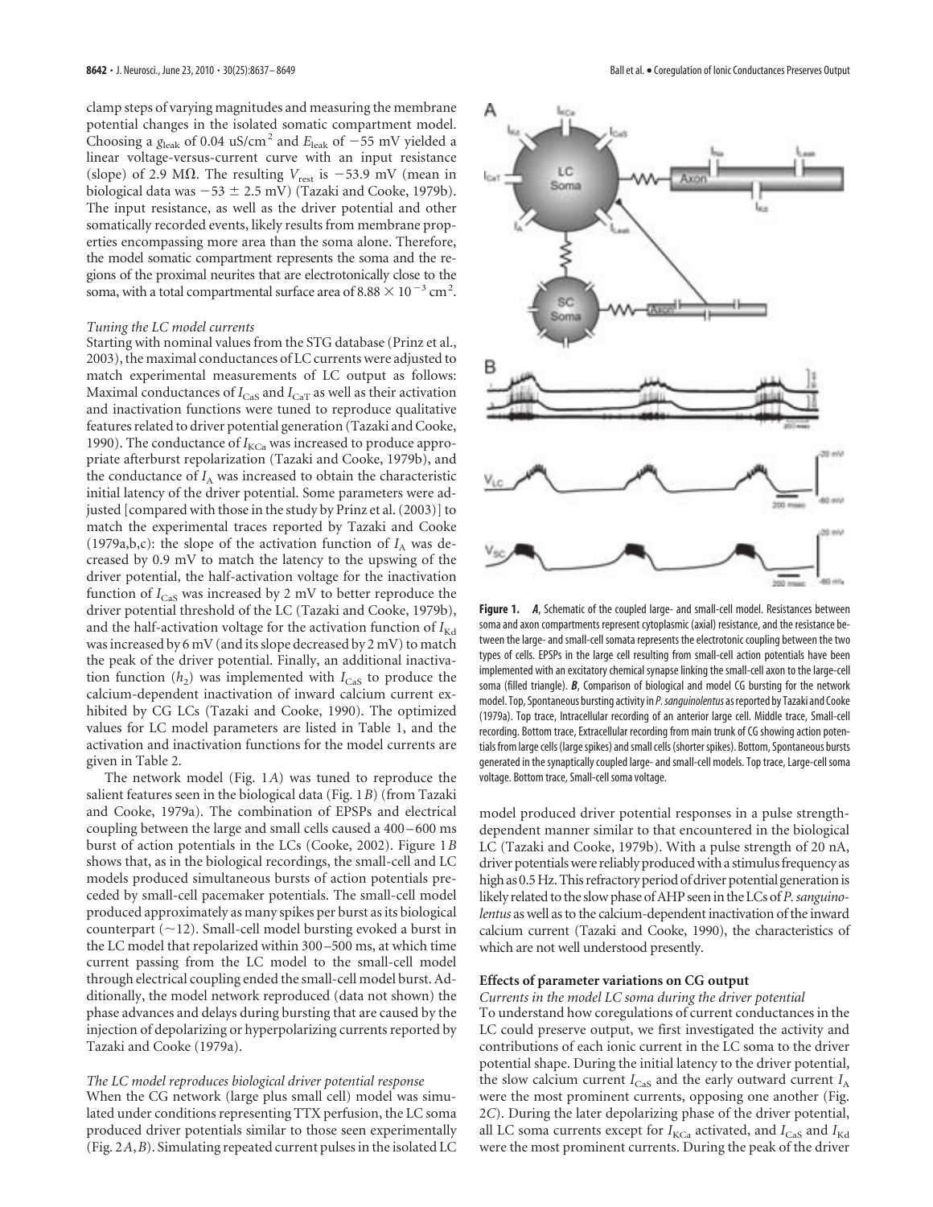clamp steps of varying magnitudes and measuring the membrane potential changes in the isolated somatic compartment model. Choosing a $g_{leak}$ of 0.04 uS/cm$^2$ and $E_{leak}$ of $-55$ mV yielded a linear voltage-versus-current curve with an input resistance (slope) of 2.9 MΩ. The resulting $V_{rest}$ is $-53.9$ mV (mean in biological data was $-53 \pm 2.5$ mV) (Tazaki and Cooke, 1979b). The input resistance, as well as the driver potential and other somatically recorded events, likely results from membrane properties encompassing more area than the soma alone. Therefore, the model somatic compartment represents the soma and the regions of the proximal neurites that are electrotonically close to the soma, with a total compartmental surface area of $8.88 \times 10^{-3}$ cm$^2$.

*Tuning the LC model currents*

Starting with nominal values from the STG database (Prinz et al., 2003), the maximal conductances of LC currents were adjusted to match experimental measurements of LC output as follows: Maximal conductances of $I_{CaS}$ and $I_{CaT}$ as well as their activation and inactivation functions were tuned to reproduce qualitative features related to driver potential generation (Tazaki and Cooke, 1990). The conductance of $I_{KCa}$ was increased to produce appropriate afterburst repolarization (Tazaki and Cooke, 1979b), and the conductance of $I_A$ was increased to obtain the characteristic initial latency of the driver potential. Some parameters were adjusted [compared with those in the study by Prinz et al. (2003)] to match the experimental traces reported by Tazaki and Cooke (1979a,b,c): the slope of the activation function of $I_A$ was decreased by 0.9 mV to match the latency to the upswing of the driver potential, the half-activation voltage for the inactivation function of $I_{CaS}$ was increased by 2 mV to better reproduce the driver potential threshold of the LC (Tazaki and Cooke, 1979b), and the half-activation voltage for the activation function of $I_{Kd}$ was increased by 6 mV (and its slope decreased by 2 mV) to match the peak of the driver potential. Finally, an additional inactivation function ($h_2$) was implemented with $I_{CaS}$ to produce the calcium-dependent inactivation of inward calcium current exhibited by CG LCs (Tazaki and Cooke, 1990). The optimized values for LC model parameters are listed in Table 1, and the activation and inactivation functions for the model currents are given in Table 2.

The network model (Fig. 1*A*) was tuned to reproduce the salient features seen in the biological data (Fig. 1*B*) (from Tazaki and Cooke, 1979a). The combination of EPSPs and electrical coupling between the large and small cells caused a 400–600 ms burst of action potentials in the LCs (Cooke, 2002). Figure 1*B* shows that, as in the biological recordings, the small-cell and LC models produced simultaneous bursts of action potentials preceded by small-cell pacemaker potentials. The small-cell model produced approximately as many spikes per burst as its biological counterpart (~12). Small-cell model bursting evoked a burst in the LC model that repolarized within 300–500 ms, at which time current passing from the LC model to the small-cell model through electrical coupling ended the small-cell model burst. Additionally, the model network reproduced (data not shown) the phase advances and delays during bursting that are caused by the injection of depolarizing or hyperpolarizing currents reported by Tazaki and Cooke (1979a).

*The LC model reproduces biological driver potential response*

When the CG network (large plus small cell) model was simulated under conditions representing TTX perfusion, the LC soma produced driver potentials similar to those seen experimentally (Fig. 2*A*,*B*). Simulating repeated current pulses in the isolated LC model produced driver potential responses in a pulse strength-dependent manner similar to that encountered in the biological LC (Tazaki and Cooke, 1979b). With a pulse strength of 20 nA, driver potentials were reliably produced with a stimulus frequency as high as 0.5 Hz. This refractory period of driver potential generation is likely related to the slow phase of AHP seen in the LCs of *P. sanguinolentus* as well as to the calcium-dependent inactivation of the inward calcium current (Tazaki and Cooke, 1990), the characteristics of which are not well understood presently.

**Figure 1.** ***A***, Schematic of the coupled large- and small-cell model. Resistances between soma and axon compartments represent cytoplasmic (axial) resistance, and the resistance between the large- and small-cell somata represents the electrotonic coupling between the two types of cells. EPSPs in the large cell resulting from small-cell action potentials have been implemented with an excitatory chemical synapse linking the small-cell axon to the large-cell soma (filled triangle). ***B***, Comparison of biological and model CG bursting for the network model. Top, Spontaneous bursting activity in *P. sanguinolentus* as reported by Tazaki and Cooke (1979a). Top trace, Intracellular recording of an anterior large cell. Middle trace, Small-cell recording. Bottom trace, Extracellular recording from main trunk of CG showing action potentials from large cells (large spikes) and small cells (shorter spikes). Bottom, Spontaneous bursts generated in the synaptically coupled large- and small-cell models. Top trace, Large-cell soma voltage. Bottom trace, Small-cell soma voltage.

## Effects of parameter variations on CG output

*Currents in the model LC soma during the driver potential*

To understand how coregulations of current conductances in the LC could preserve output, we first investigated the activity and contributions of each ionic current in the LC soma to the driver potential shape. During the initial latency to the driver potential, the slow calcium current $I_{CaS}$ and the early outward current $I_A$ were the most prominent currents, opposing one another (Fig. 2*C*). During the later depolarizing phase of the driver potential, all LC soma currents except for $I_{KCa}$ activated, and $I_{CaS}$ and $I_{Kd}$ were the most prominent currents. During the peak of the driver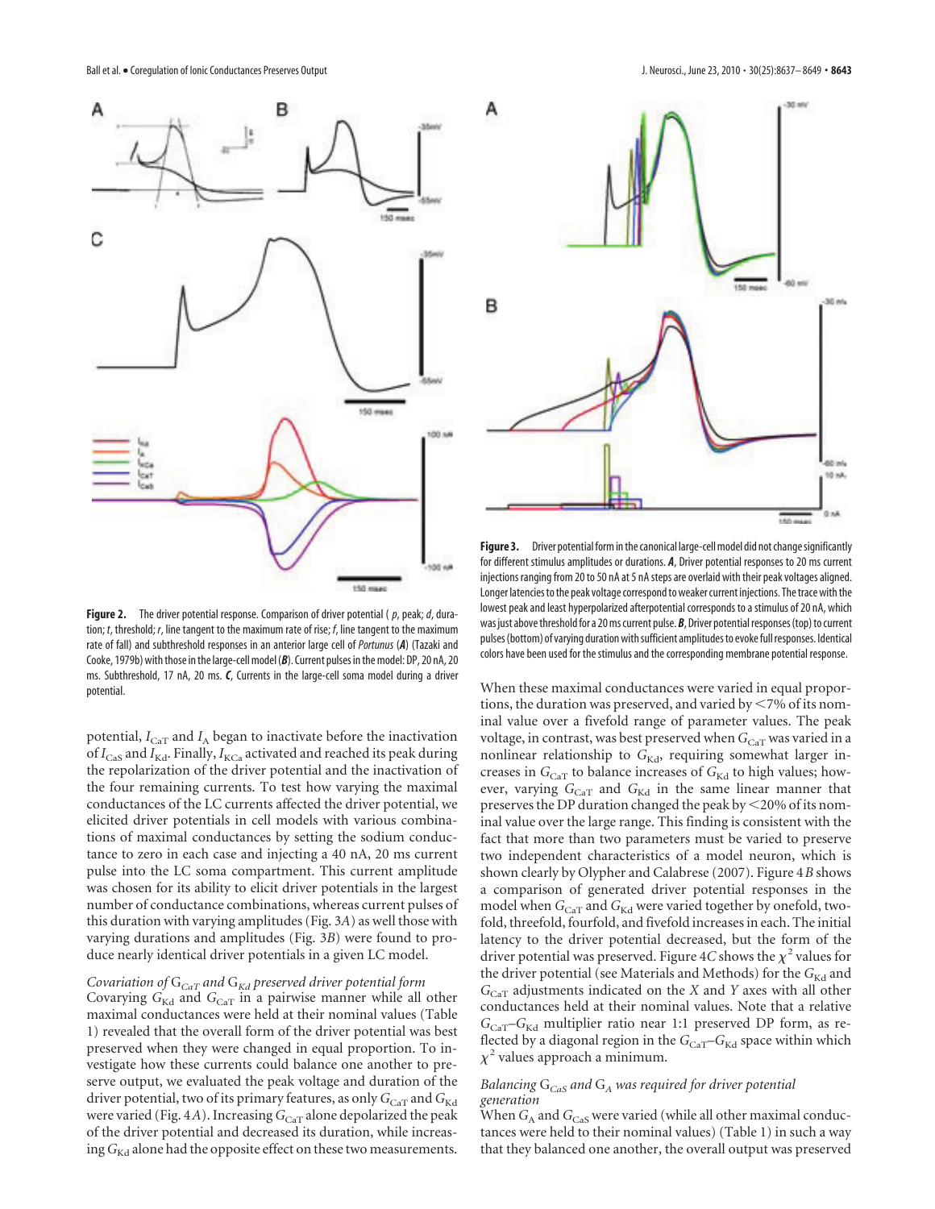**Figure 2.** The driver potential response. Comparison of driver potential (*p*, peak; *d*, duration; *t*, threshold; *r*, line tangent to the maximum rate of rise; *f*, line tangent to the maximum rate of fall) and subthreshold responses in an anterior large cell of *Portunus* (***A***) (Tazaki and Cooke, 1979b) with those in the large-cell model (***B***). Current pulses in the model: DP, 20 nA, 20 ms. Subthreshold, 17 nA, 20 ms. ***C***, Currents in the large-cell soma model during a driver potential.

**Figure 3.** Driver potential form in the canonical large-cell model did not change significantly for different stimulus amplitudes or durations. ***A***, Driver potential responses to 20 ms current injections ranging from 20 to 50 nA at 5 nA steps are overlaid with their peak voltages aligned. Longer latencies to the peak voltage correspond to weaker current injections. The trace with the lowest peak and least hyperpolarized afterpotential corresponds to a stimulus of 20 nA, which was just above threshold for a 20 ms current pulse. ***B***, Driver potential responses (top) to current pulses (bottom) of varying duration with sufficient amplitudes to evoke full responses. Identical colors have been used for the stimulus and the corresponding membrane potential response.

potential, $I_{CaT}$ and $I_A$ began to inactivate before the inactivation of $I_{CaS}$ and $I_{Kd}$. Finally, $I_{KCa}$ activated and reached its peak during the repolarization of the driver potential and the inactivation of the four remaining currents. To test how varying the maximal conductances of the LC currents affected the driver potential, we elicited driver potentials in cell models with various combinations of maximal conductances by setting the sodium conductance to zero in each case and injecting a 40 nA, 20 ms current pulse into the LC soma compartment. This current amplitude was chosen for its ability to elicit driver potentials in the largest number of conductance combinations, whereas current pulses of this duration with varying amplitudes (Fig. 3*A*) as well those with varying durations and amplitudes (Fig. 3*B*) were found to produce nearly identical driver potentials in a given LC model.

### *Covariation of* $G_{CaT}$ *and* $G_{Kd}$ *preserved driver potential form*

Covarying $G_{Kd}$ and $G_{CaT}$ in a pairwise manner while all other maximal conductances were held at their nominal values (Table 1) revealed that the overall form of the driver potential was best preserved when they were changed in equal proportion. To investigate how these currents could balance one another to preserve output, we evaluated the peak voltage and duration of the driver potential, two of its primary features, as only $G_{CaT}$ and $G_{Kd}$ were varied (Fig. 4*A*). Increasing $G_{CaT}$ alone depolarized the peak of the driver potential and decreased its duration, while increasing $G_{Kd}$ alone had the opposite effect on these two measurements. When these maximal conductances were varied in equal proportions, the duration was preserved, and varied by <7% of its nominal value over a fivefold range of parameter values. The peak voltage, in contrast, was best preserved when $G_{CaT}$ was varied in a nonlinear relationship to $G_{Kd}$, requiring somewhat larger increases in $G_{CaT}$ to balance increases of $G_{Kd}$ to high values; however, varying $G_{CaT}$ and $G_{Kd}$ in the same linear manner that preserves the DP duration changed the peak by <20% of its nominal value over the large range. This finding is consistent with the fact that more than two parameters must be varied to preserve two independent characteristics of a model neuron, which is shown clearly by Olypher and Calabrese (2007). Figure 4*B* shows a comparison of generated driver potential responses in the model when $G_{CaT}$ and $G_{Kd}$ were varied together by onefold, twofold, threefold, fourfold, and fivefold increases in each. The initial latency to the driver potential decreased, but the form of the driver potential was preserved. Figure 4*C* shows the $\chi^2$ values for the driver potential (see Materials and Methods) for the $G_{Kd}$ and $G_{CaT}$ adjustments indicated on the *X* and *Y* axes with all other conductances held at their nominal values. Note that a relative $G_{CaT}$–$G_{Kd}$ multiplier ratio near 1:1 preserved DP form, as reflected by a diagonal region in the $G_{CaT}$–$G_{Kd}$ space within which $\chi^2$ values approach a minimum.

### *Balancing* $G_{CaS}$ *and* $G_A$ *was required for driver potential generation*

When $G_A$ and $G_{CaS}$ were varied (while all other maximal conductances were held to their nominal values) (Table 1) in such a way that they balanced one another, the overall output was preserved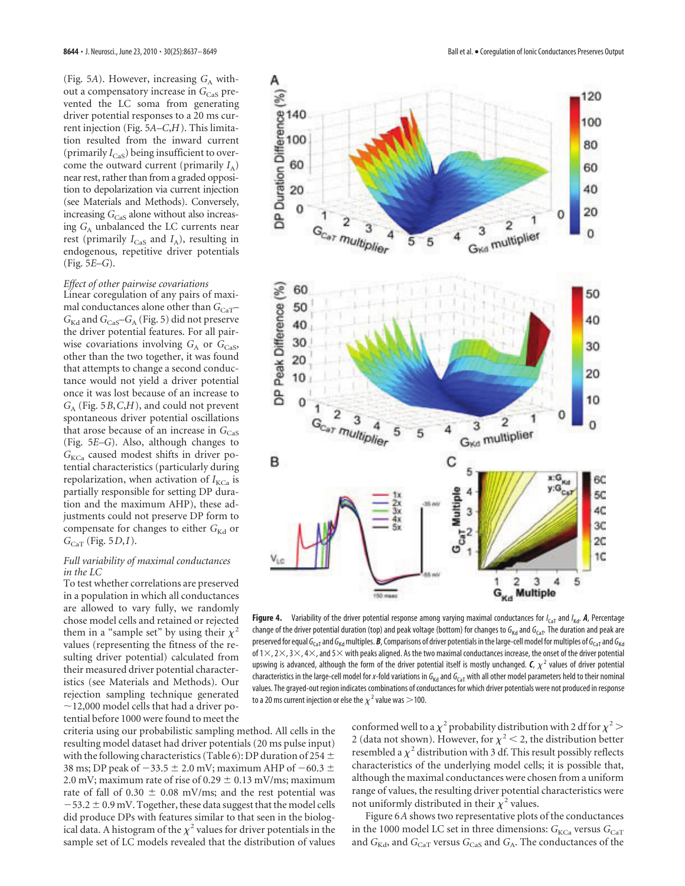(Fig. 5*A*). However, increasing $G_A$ without a compensatory increase in $G_{CaS}$ prevented the LC soma from generating driver potential responses to a 20 ms current injection (Fig. 5*A*–*C*,*H*). This limitation resulted from the inward current (primarily $I_{CaS}$) being insufficient to overcome the outward current (primarily $I_A$) near rest, rather than from a graded opposition to depolarization via current injection (see Materials and Methods). Conversely, increasing $G_{CaS}$ alone without also increasing $G_A$ unbalanced the LC currents near rest (primarily $I_{CaS}$ and $I_A$), resulting in endogenous, repetitive driver potentials (Fig. 5*E*–*G*).

*Effect of other pairwise covariations*

Linear coregulation of any pairs of maximal conductances alone other than $G_{CaT}$–$G_{Kd}$ and $G_{CaS}$–$G_A$ (Fig. 5) did not preserve the driver potential features. For all pairwise covariations involving $G_A$ or $G_{CaS}$, other than the two together, it was found that attempts to change a second conductance would not yield a driver potential once it was lost because of an increase to $G_A$ (Fig. 5*B*,*C*,*H*), and could not prevent spontaneous driver potential oscillations that arose because of an increase in $G_{CaS}$ (Fig. 5*E*–*G*). Also, although changes to $G_{KCa}$ caused modest shifts in driver potential characteristics (particularly during repolarization, when activation of $I_{KCa}$ is partially responsible for setting DP duration and the maximum AHP), these adjustments could not preserve DP form to compensate for changes to either $G_{Kd}$ or $G_{CaT}$ (Fig. 5*D*,*I*).

*Full variability of maximal conductances in the LC*

To test whether correlations are preserved in a population in which all conductances are allowed to vary fully, we randomly chose model cells and retained or rejected them in a "sample set" by using their $\chi^2$ values (representing the fitness of the resulting driver potential) calculated from their measured driver potential characteristics (see Materials and Methods). Our rejection sampling technique generated ~12,000 model cells that had a driver potential before 1000 were found to meet the criteria using our probabilistic sampling method. All cells in the resulting model dataset had driver potentials (20 ms pulse input) with the following characteristics (Table 6): DP duration of 254 ± 38 ms; DP peak of −33.5 ± 2.0 mV; maximum AHP of −60.3 ± 2.0 mV; maximum rate of rise of 0.29 ± 0.13 mV/ms; maximum rate of fall of 0.30 ± 0.08 mV/ms; and the rest potential was −53.2 ± 0.9 mV. Together, these data suggest that the model cells did produce DPs with features similar to that seen in the biological data. A histogram of the $\chi^2$ values for driver potentials in the sample set of LC models revealed that the distribution of values conformed well to a $\chi^2$ probability distribution with 2 df for $\chi^2 >$ 2 (data not shown). However, for $\chi^2 < 2$, the distribution better resembled a $\chi^2$ distribution with 3 df. This result possibly reflects characteristics of the underlying model cells; it is possible that, although the maximal conductances were chosen from a uniform range of values, the resulting driver potential characteristics were not uniformly distributed in their $\chi^2$ values.

Figure 6*A* shows two representative plots of the conductances in the 1000 model LC set in three dimensions: $G_{KCa}$ versus $G_{CaT}$ and $G_{Kd}$, and $G_{CaT}$ versus $G_{CaS}$ and $G_A$. The conductances of the

**Figure 4.** Variability of the driver potential response among varying maximal conductances for $I_{CaT}$ and $I_{Kd}$. ***A***, Percentage change of the driver potential duration (top) and peak voltage (bottom) for changes to $G_{Kd}$ and $G_{CaT}$. The duration and peak are preserved for equal $G_{CaT}$ and $G_{Kd}$ multiples. ***B***, Comparisons of driver potentials in the large-cell model for multiples of $G_{CaT}$ and $G_{Kd}$ of 1×, 2×, 3×, 4×, and 5× with peaks aligned. As the two maximal conductances increase, the onset of the driver potential upswing is advanced, although the form of the driver potential itself is mostly unchanged. ***C***, $\chi^2$ values of driver potential characteristics in the large-cell model for *x*-fold variations in $G_{Kd}$ and $G_{CaT}$ with all other model parameters held to their nominal values. The grayed-out region indicates combinations of conductances for which driver potentials were not produced in response to a 20 ms current injection or else the $\chi^2$ value was >100.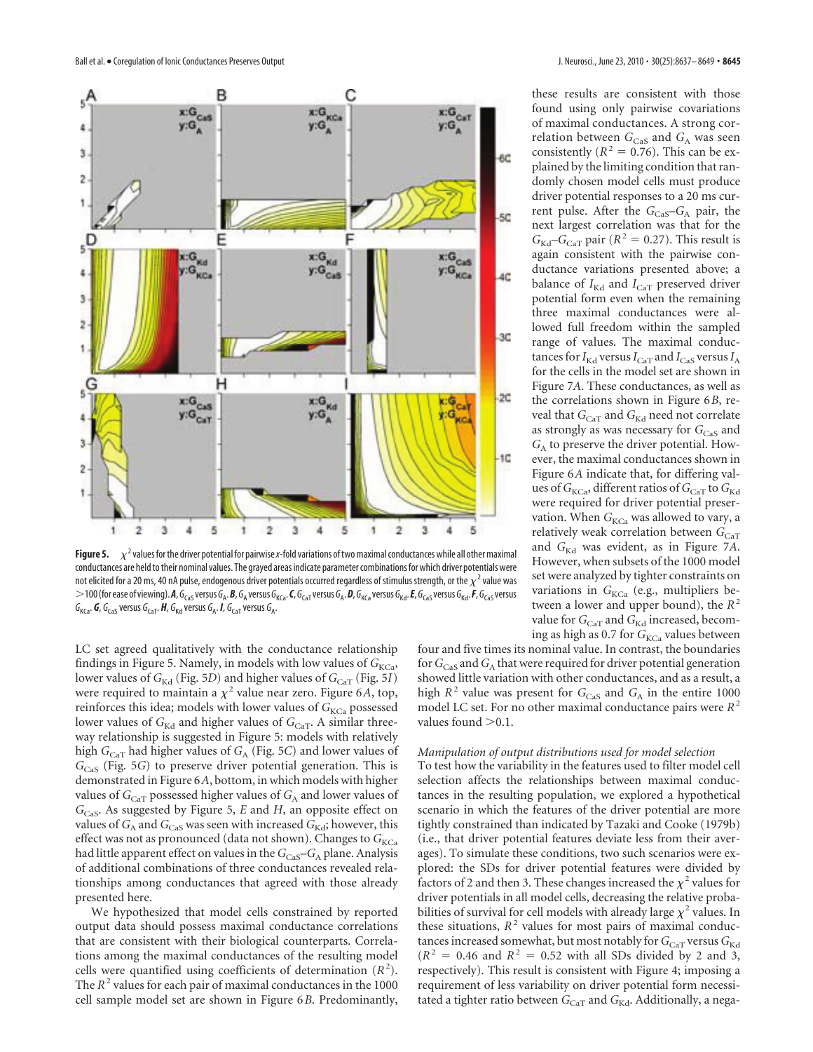**Figure 5.** $\chi^2$ values for the driver potential for pairwise *x*-fold variations of two maximal conductances while all other maximal conductances are held to their nominal values. The grayed areas indicate parameter combinations for which driver potentials were not elicited for a 20 ms, 40 nA pulse, endogenous driver potentials occurred regardless of stimulus strength, or the $\chi^2$ value was >100 (for ease of viewing). ***A***, $G_{CaS}$ versus $G_A$. ***B***, $G_A$ versus $G_{KCa}$. ***C***, $G_{CaT}$ versus $G_A$. ***D***, $G_{KCa}$ versus $G_{Kd}$. ***E***, $G_{CaS}$ versus $G_{Kd}$. ***F***, $G_{CaS}$ versus $G_{KCa}$. ***G***, $G_{CaS}$ versus $G_{CaT}$. ***H***, $G_{Kd}$ versus $G_A$. ***I***, $G_{CaT}$ versus $G_A$.

LC set agreed qualitatively with the conductance relationship findings in Figure 5. Namely, in models with low values of $G_{KCa}$, lower values of $G_{Kd}$ (Fig. 5*D*) and higher values of $G_{CaT}$ (Fig. 5*I*) were required to maintain a $\chi^2$ value near zero. Figure 6*A*, top, reinforces this idea; models with lower values of $G_{KCa}$ possessed lower values of $G_{Kd}$ and higher values of $G_{CaT}$. A similar three-way relationship is suggested in Figure 5: models with relatively high $G_{CaT}$ had higher values of $G_A$ (Fig. 5*C*) and lower values of $G_{CaS}$ (Fig. 5*G*) to preserve driver potential generation. This is demonstrated in Figure 6*A*, bottom, in which models with higher values of $G_{CaT}$ possessed higher values of $G_A$ and lower values of $G_{CaS}$. As suggested by Figure 5, *E* and *H*, an opposite effect on values of $G_A$ and $G_{CaS}$ was seen with increased $G_{Kd}$; however, this effect was not as pronounced (data not shown). Changes to $G_{KCa}$ had little apparent effect on values in the $G_{CaS}$–$G_A$ plane. Analysis of additional combinations of three conductances revealed relationships among conductances that agreed with those already presented here.

We hypothesized that model cells constrained by reported output data should possess maximal conductance correlations that are consistent with their biological counterparts. Correlations among the maximal conductances of the resulting model cells were quantified using coefficients of determination ($R^2$). The $R^2$ values for each pair of maximal conductances in the 1000 cell sample model set are shown in Figure 6*B*. Predominantly, these results are consistent with those found using only pairwise covariations of maximal conductances. A strong correlation between $G_{CaS}$ and $G_A$ was seen consistently ($R^2 = 0.76$). This can be explained by the limiting condition that randomly chosen model cells must produce driver potential responses to a 20 ms current pulse. After the $G_{CaS}$–$G_A$ pair, the next largest correlation was that for the $G_{Kd}$–$G_{CaT}$ pair ($R^2 = 0.27$). This result is again consistent with the pairwise conductance variations presented above; a balance of $I_{Kd}$ and $I_{CaT}$ preserved driver potential form even when the remaining three maximal conductances were allowed full freedom within the sampled range of values. The maximal conductances for $I_{Kd}$ versus $I_{CaT}$ and $I_{CaS}$ versus $I_A$ for the cells in the model set are shown in Figure 7*A*. These conductances, as well as the correlations shown in Figure 6*B*, reveal that $G_{CaT}$ and $G_{Kd}$ need not correlate as strongly as was necessary for $G_{CaS}$ and $G_A$ to preserve the driver potential. However, the maximal conductances shown in Figure 6*A* indicate that, for differing values of $G_{KCa}$, different ratios of $G_{CaT}$ to $G_{Kd}$ were required for driver potential preservation. When $G_{KCa}$ was allowed to vary, a relatively weak correlation between $G_{CaT}$ and $G_{Kd}$ was evident, as in Figure 7*A*. However, when subsets of the 1000 model set were analyzed by tighter constraints on variations in $G_{KCa}$ (e.g., multipliers between a lower and upper bound), the $R^2$ value for $G_{CaT}$ and $G_{Kd}$ increased, becoming as high as 0.7 for $G_{KCa}$ values between four and five times its nominal value. In contrast, the boundaries for $G_{CaS}$ and $G_A$ that were required for driver potential generation showed little variation with other conductances, and as a result, a high $R^2$ value was present for $G_{CaS}$ and $G_A$ in the entire 1000 model LC set. For no other maximal conductance pairs were $R^2$ values found >0.1.

*Manipulation of output distributions used for model selection*

To test how the variability in the features used to filter model cell selection affects the relationships between maximal conductances in the resulting population, we explored a hypothetical scenario in which the features of the driver potential are more tightly constrained than indicated by Tazaki and Cooke (1979b) (i.e., that driver potential features deviate less from their averages). To simulate these conditions, two such scenarios were explored: the SDs for driver potential features were divided by factors of 2 and then 3. These changes increased the $\chi^2$ values for driver potentials in all model cells, decreasing the relative probabilities of survival for cell models with already large $\chi^2$ values. In these situations, $R^2$ values for most pairs of maximal conductances increased somewhat, but most notably for $G_{CaT}$ versus $G_{Kd}$ ($R^2 = 0.46$ and $R^2 = 0.52$ with all SDs divided by 2 and 3, respectively). This result is consistent with Figure 4; imposing a requirement of less variability on driver potential form necessitated a tighter ratio between $G_{CaT}$ and $G_{Kd}$. Additionally, a nega-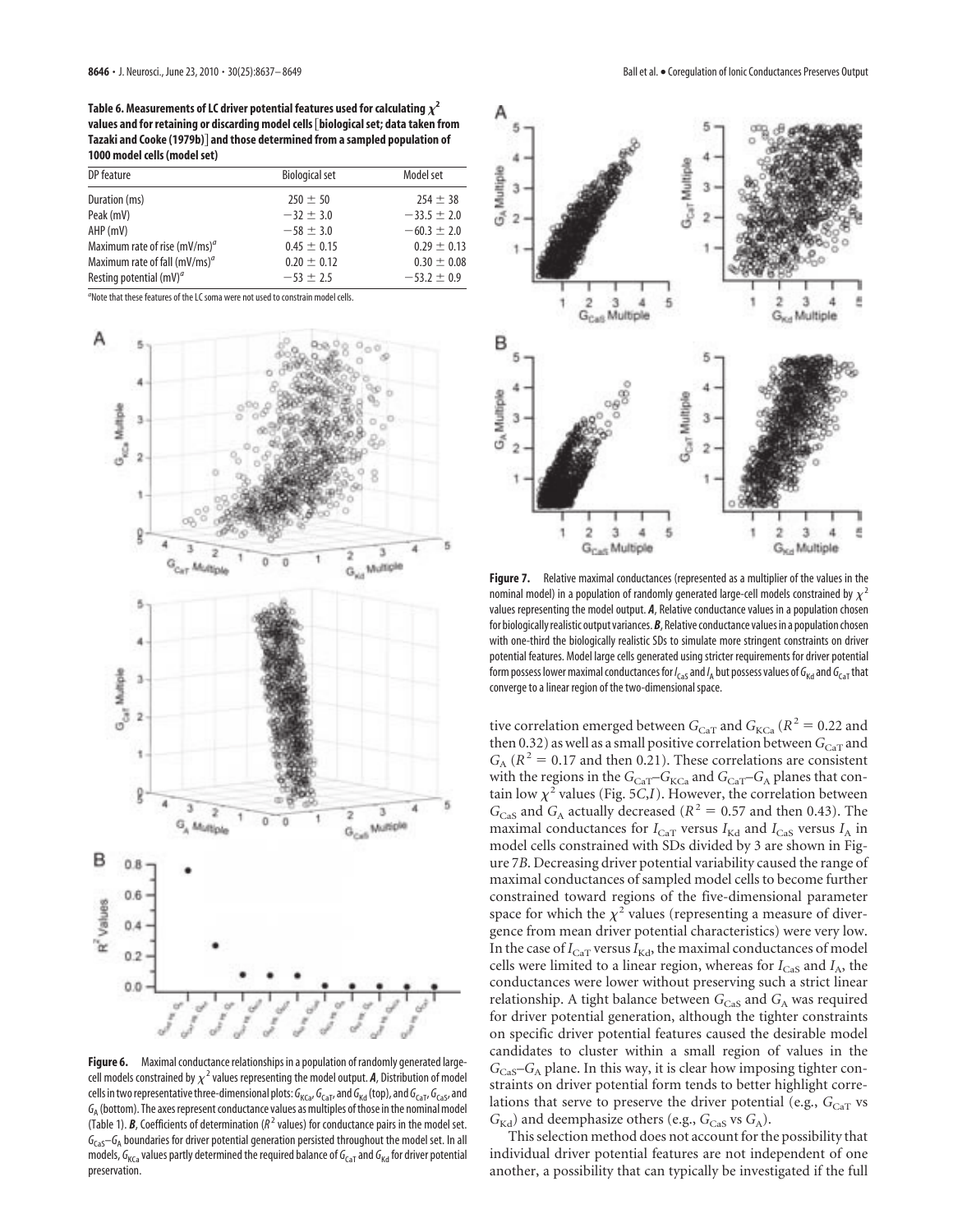**Table 6. Measurements of LC driver potential features used for calculating $\chi^2$ values and for retaining or discarding model cells [biological set; data taken from Tazaki and Cooke (1979b)] and those determined from a sampled population of 1000 model cells (model set)**

| DP feature | Biological set | Model set |
|---|---|---|
| Duration (ms) | $250 \pm 50$ | $254 \pm 38$ |
| Peak (mV) | $-32 \pm 3.0$ | $-33.5 \pm 2.0$ |
| AHP (mV) | $-58 \pm 3.0$ | $-60.3 \pm 2.0$ |
| Maximum rate of rise (mV/ms)[a] | $0.45 \pm 0.15$ | $0.29 \pm 0.13$ |
| Maximum rate of fall (mV/ms)[a] | $0.20 \pm 0.12$ | $0.30 \pm 0.08$ |
| Resting potential (mV)[a] | $-53 \pm 2.5$ | $-53.2 \pm 0.9$ |

[a]Note that these features of the LC soma were not used to constrain model cells.

**Figure 6.** Maximal conductance relationships in a population of randomly generated large-cell models constrained by $\chi^2$ values representing the model output. ***A***, Distribution of model cells in two representative three-dimensional plots: $G_{KCa}$, $G_{CaT}$, and $G_{Kd}$ (top), and $G_{CaT}$, $G_{CaS}$, and $G_A$ (bottom). The axes represent conductance values as multiples of those in the nominal model (Table 1). ***B***, Coefficients of determination ($R^2$ values) for conductance pairs in the model set. $G_{CaS}$–$G_A$ boundaries for driver potential generation persisted throughout the model set. In all models, $G_{KCa}$ values partly determined the required balance of $G_{CaT}$ and $G_{Kd}$ for driver potential preservation.

**Figure 7.** Relative maximal conductances (represented as a multiplier of the values in the nominal model) in a population of randomly generated large-cell models constrained by $\chi^2$ values representing the model output. ***A***, Relative conductance values in a population chosen for biologically realistic output variances. ***B***, Relative conductance values in a population chosen with one-third the biologically realistic SDs to simulate more stringent constraints on driver potential features. Model large cells generated using stricter requirements for driver potential form possess lower maximal conductances for $I_{CaS}$ and $I_A$ but possess values of $G_{Kd}$ and $G_{CaT}$ that converge to a linear region of the two-dimensional space.

tive correlation emerged between $G_{CaT}$ and $G_{KCa}$ ($R^2 = 0.22$ and then 0.32) as well as a small positive correlation between $G_{CaT}$ and $G_A$ ($R^2 = 0.17$ and then 0.21). These correlations are consistent with the regions in the $G_{CaT}$–$G_{KCa}$ and $G_{CaT}$–$G_A$ planes that contain low $\chi^2$ values (Fig. 5*C*,*I*). However, the correlation between $G_{CaS}$ and $G_A$ actually decreased ($R^2 = 0.57$ and then 0.43). The maximal conductances for $I_{CaT}$ versus $I_{Kd}$ and $I_{CaS}$ versus $I_A$ in model cells constrained with SDs divided by 3 are shown in Figure 7*B*. Decreasing driver potential variability caused the range of maximal conductances of sampled model cells to become further constrained toward regions of the five-dimensional parameter space for which the $\chi^2$ values (representing a measure of divergence from mean driver potential characteristics) were very low. In the case of $I_{CaT}$ versus $I_{Kd}$, the maximal conductances of model cells were limited to a linear region, whereas for $I_{CaS}$ and $I_A$, the conductances were lower without preserving such a strict linear relationship. A tight balance between $G_{CaS}$ and $G_A$ was required for driver potential generation, although the tighter constraints on specific driver potential features caused the desirable model candidates to cluster within a small region of values in the $G_{CaS}$–$G_A$ plane. In this way, it is clear how imposing tighter constraints on driver potential form tends to better highlight correlations that serve to preserve the driver potential (e.g., $G_{CaT}$ vs $G_{Kd}$) and deemphasize others (e.g., $G_{CaS}$ vs $G_A$).

This selection method does not account for the possibility that individual driver potential features are not independent of one another, a possibility that can typically be investigated if the full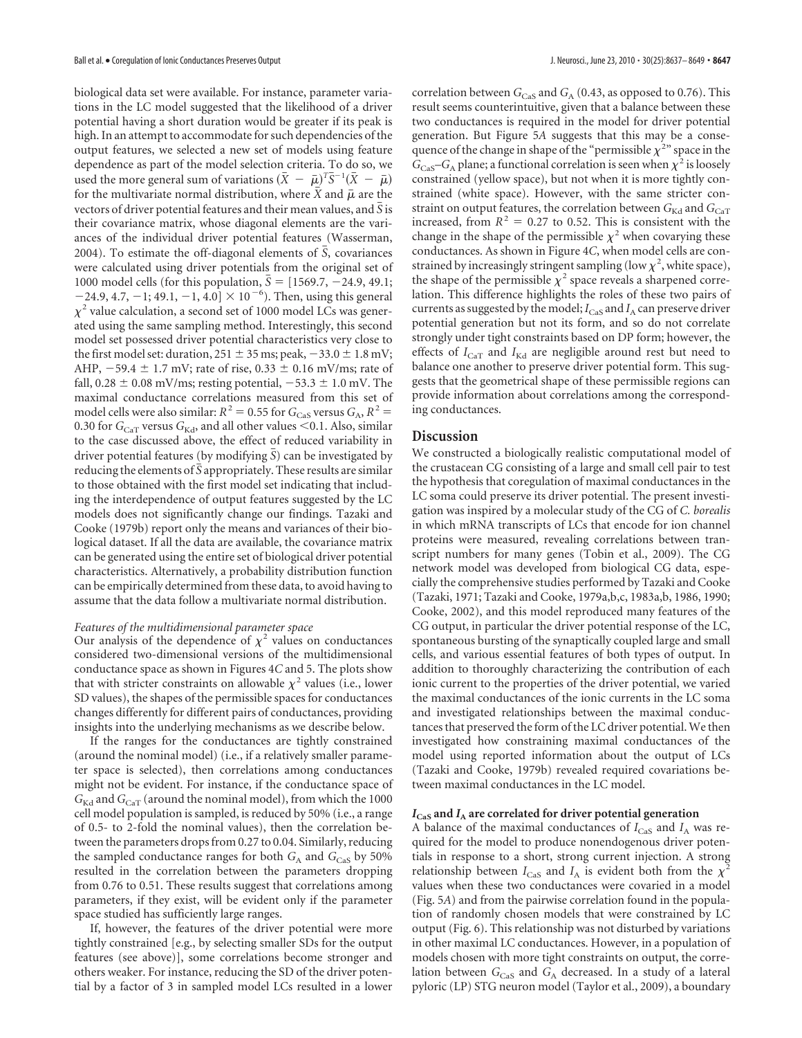biological data set were available. For instance, parameter variations in the LC model suggested that the likelihood of a driver potential having a short duration would be greater if its peak is high. In an attempt to accommodate for such dependencies of the output features, we selected a new set of models using feature dependence as part of the model selection criteria. To do so, we used the more general sum of variations $(\bar{X} - \bar{\mu})^T \bar{S}^{-1}(\bar{X} - \bar{\mu})$ for the multivariate normal distribution, where $\bar{X}$ and $\bar{\mu}$ are the vectors of driver potential features and their mean values, and $\bar{S}$ is their covariance matrix, whose diagonal elements are the variances of the individual driver potential features (Wasserman, 2004). To estimate the off-diagonal elements of $\bar{S}$, covariances were calculated using driver potentials from the original set of 1000 model cells (for this population, $\bar{S} = [1569.7, -24.9, 49.1; -24.9, 4.7, -1; 49.1, -1, 4.0] \times 10^{-6}$). Then, using this general $\chi^2$ value calculation, a second set of 1000 model LCs was generated using the same sampling method. Interestingly, this second model set possessed driver potential characteristics very close to the first model set: duration, 251 ± 35 ms; peak, −33.0 ± 1.8 mV; AHP, −59.4 ± 1.7 mV; rate of rise, 0.33 ± 0.16 mV/ms; rate of fall, 0.28 ± 0.08 mV/ms; resting potential, −53.3 ± 1.0 mV. The maximal conductance correlations measured from this set of model cells were also similar: $R^2 = 0.55$ for $G_{CaS}$ versus $G_A$, $R^2 = 0.30$ for $G_{CaT}$ versus $G_{Kd}$, and all other values <0.1. Also, similar to the case discussed above, the effect of reduced variability in driver potential features (by modifying $\bar{S}$) can be investigated by reducing the elements of $\bar{S}$ appropriately. These results are similar to those obtained with the first model set indicating that including the interdependence of output features suggested by the LC models does not significantly change our findings. Tazaki and Cooke (1979b) report only the means and variances of their biological dataset. If all the data are available, the covariance matrix can be generated using the entire set of biological driver potential characteristics. Alternatively, a probability distribution function can be empirically determined from these data, to avoid having to assume that the data follow a multivariate normal distribution.

*Features of the multidimensional parameter space*

Our analysis of the dependence of $\chi^2$ values on conductances considered two-dimensional versions of the multidimensional conductance space as shown in Figures 4*C* and 5. The plots show that with stricter constraints on allowable $\chi^2$ values (i.e., lower SD values), the shapes of the permissible spaces for conductances changes differently for different pairs of conductances, providing insights into the underlying mechanisms as we describe below.

If the ranges for the conductances are tightly constrained (around the nominal model) (i.e., if a relatively smaller parameter space is selected), then correlations among conductances might not be evident. For instance, if the conductance space of $G_{Kd}$ and $G_{CaT}$ (around the nominal model), from which the 1000 cell model population is sampled, is reduced by 50% (i.e., a range of 0.5- to 2-fold the nominal values), then the correlation between the parameters drops from 0.27 to 0.04. Similarly, reducing the sampled conductance ranges for both $G_A$ and $G_{CaS}$ by 50% resulted in the correlation between the parameters dropping from 0.76 to 0.51. These results suggest that correlations among parameters, if they exist, will be evident only if the parameter space studied has sufficiently large ranges.

If, however, the features of the driver potential were more tightly constrained [e.g., by selecting smaller SDs for the output features (see above)], some correlations become stronger and others weaker. For instance, reducing the SD of the driver potential by a factor of 3 in sampled model LCs resulted in a lower correlation between $G_{CaS}$ and $G_A$ (0.43, as opposed to 0.76). This result seems counterintuitive, given that a balance between these two conductances is required in the model for driver potential generation. But Figure 5*A* suggests that this may be a consequence of the change in shape of the "permissible $\chi^2$" space in the $G_{CaS}$–$G_A$ plane; a functional correlation is seen when $\chi^2$ is loosely constrained (yellow space), but not when it is more tightly constrained (white space). However, with the same stricter constraint on output features, the correlation between $G_{Kd}$ and $G_{CaT}$ increased, from $R^2 = 0.27$ to 0.52. This is consistent with the change in the shape of the permissible $\chi^2$ when covarying these conductances. As shown in Figure 4*C*, when model cells are constrained by increasingly stringent sampling (low $\chi^2$, white space), the shape of the permissible $\chi^2$ space reveals a sharpened correlation. This difference highlights the roles of these two pairs of currents as suggested by the model; $I_{CaS}$ and $I_A$ can preserve driver potential generation but not its form, and so do not correlate strongly under tight constraints based on DP form; however, the effects of $I_{CaT}$ and $I_{Kd}$ are negligible around rest but need to balance one another to preserve driver potential form. This suggests that the geometrical shape of these permissible regions can provide information about correlations among the corresponding conductances.

## Discussion

We constructed a biologically realistic computational model of the crustacean CG consisting of a large and small cell pair to test the hypothesis that coregulation of maximal conductances in the LC soma could preserve its driver potential. The present investigation was inspired by a molecular study of the CG of *C. borealis* in which mRNA transcripts of LCs that encode for ion channel proteins were measured, revealing correlations between transcript numbers for many genes (Tobin et al., 2009). The CG network model was developed from biological CG data, especially the comprehensive studies performed by Tazaki and Cooke (Tazaki, 1971; Tazaki and Cooke, 1979a,b,c, 1983a,b, 1986, 1990; Cooke, 2002), and this model reproduced many features of the CG output, in particular the driver potential response of the LC, spontaneous bursting of the synaptically coupled large and small cells, and various essential features of both types of output. In addition to thoroughly characterizing the contribution of each ionic current to the properties of the driver potential, we varied the maximal conductances of the ionic currents in the LC soma and investigated relationships between the maximal conductances that preserved the form of the LC driver potential. We then investigated how constraining maximal conductances of the model using reported information about the output of LCs (Tazaki and Cooke, 1979b) revealed required covariations between maximal conductances in the LC model.

### $I_{CaS}$ and $I_A$ are correlated for driver potential generation

A balance of the maximal conductances of $I_{CaS}$ and $I_A$ was required for the model to produce nonendogenous driver potentials in response to a short, strong current injection. A strong relationship between $I_{CaS}$ and $I_A$ is evident both from the $\chi^2$ values when these two conductances were covaried in a model (Fig. 5*A*) and from the pairwise correlation found in the population of randomly chosen models that were constrained by LC output (Fig. 6). This relationship was not disturbed by variations in other maximal LC conductances. However, in a population of models chosen with more tight constraints on output, the correlation between $G_{CaS}$ and $G_A$ decreased. In a study of a lateral pyloric (LP) STG neuron model (Taylor et al., 2009), a boundary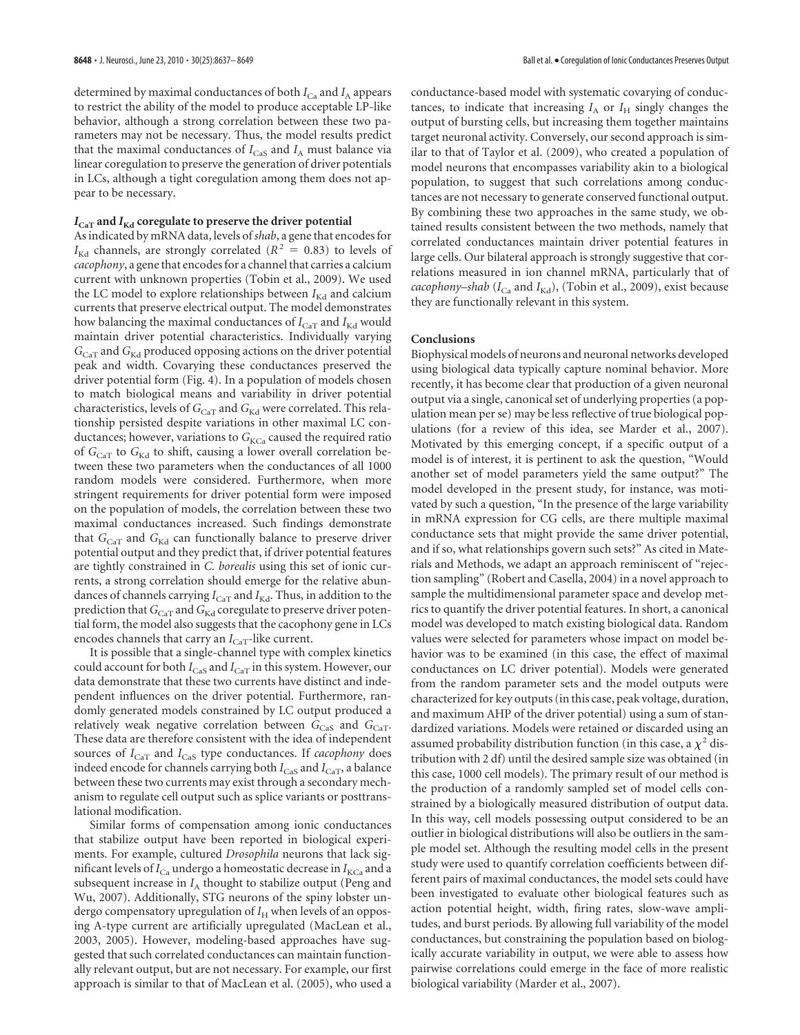determined by maximal conductances of both $I_{Ca}$ and $I_A$ appears to restrict the ability of the model to produce acceptable LP-like behavior, although a strong correlation between these two parameters may not be necessary. Thus, the model results predict that the maximal conductances of $I_{CaS}$ and $I_A$ must balance via linear coregulation to preserve the generation of driver potentials in LCs, although a tight coregulation among them does not appear to be necessary.

### $I_{CaT}$ and $I_{Kd}$ coregulate to preserve the driver potential

As indicated by mRNA data, levels of *shab*, a gene that encodes for $I_{Kd}$ channels, are strongly correlated ($R^2 = 0.83$) to levels of *cacophony*, a gene that encodes for a channel that carries a calcium current with unknown properties (Tobin et al., 2009). We used the LC model to explore relationships between $I_{Kd}$ and calcium currents that preserve electrical output. The model demonstrates how balancing the maximal conductances of $I_{CaT}$ and $I_{Kd}$ would maintain driver potential characteristics. Individually varying $G_{CaT}$ and $G_{Kd}$ produced opposing actions on the driver potential peak and width. Covarying these conductances preserved the driver potential form (Fig. 4). In a population of models chosen to match biological means and variability in driver potential characteristics, levels of $G_{CaT}$ and $G_{Kd}$ were correlated. This relationship persisted despite variations in other maximal LC conductances; however, variations to $G_{KCa}$ caused the required ratio of $G_{CaT}$ to $G_{Kd}$ to shift, causing a lower overall correlation between these two parameters when the conductances of all 1000 random models were considered. Furthermore, when more stringent requirements for driver potential form were imposed on the population of models, the correlation between these two maximal conductances increased. Such findings demonstrate that $G_{CaT}$ and $G_{Kd}$ can functionally balance to preserve driver potential output and they predict that, if driver potential features are tightly constrained in *C. borealis* using this set of ionic currents, a strong correlation should emerge for the relative abundances of channels carrying $I_{CaT}$ and $I_{Kd}$. Thus, in addition to the prediction that $G_{CaT}$ and $G_{Kd}$ coregulate to preserve driver potential form, the model also suggests that the cacophony gene in LCs encodes channels that carry an $I_{CaT}$-like current.

It is possible that a single-channel type with complex kinetics could account for both $I_{CaS}$ and $I_{CaT}$ in this system. However, our data demonstrate that these two currents have distinct and independent influences on the driver potential. Furthermore, randomly generated models constrained by LC output produced a relatively weak negative correlation between $G_{CaS}$ and $G_{CaT}$. These data are therefore consistent with the idea of independent sources of $I_{CaT}$ and $I_{CaS}$ type conductances. If *cacophony* does indeed encode for channels carrying both $I_{CaS}$ and $I_{CaT}$, a balance between these two currents may exist through a secondary mechanism to regulate cell output such as splice variants or posttranslational modification.

Similar forms of compensation among ionic conductances that stabilize output have been reported in biological experiments. For example, cultured *Drosophila* neurons that lack significant levels of $I_{Ca}$ undergo a homeostatic decrease in $I_{KCa}$ and a subsequent increase in $I_A$ thought to stabilize output (Peng and Wu, 2007). Additionally, STG neurons of the spiny lobster undergo compensatory upregulation of $I_H$ when levels of an opposing A-type current are artificially upregulated (MacLean et al., 2003, 2005). However, modeling-based approaches have suggested that such correlated conductances can maintain functionally relevant output, but are not necessary. For example, our first approach is similar to that of MacLean et al. (2005), who used a conductance-based model with systematic covarying of conductances, to indicate that increasing $I_A$ or $I_H$ singly changes the output of bursting cells, but increasing them together maintains target neuronal activity. Conversely, our second approach is similar to that of Taylor et al. (2009), who created a population of model neurons that encompasses variability akin to a biological population, to suggest that such correlations among conductances are not necessary to generate conserved functional output. By combining these two approaches in the same study, we obtained results consistent between the two methods, namely that correlated conductances maintain driver potential features in large cells. Our bilateral approach is strongly suggestive that correlations measured in ion channel mRNA, particularly that of *cacophony–shab* ($I_{Ca}$ and $I_{Kd}$), (Tobin et al., 2009), exist because they are functionally relevant in this system.

### Conclusions

Biophysical models of neurons and neuronal networks developed using biological data typically capture nominal behavior. More recently, it has become clear that production of a given neuronal output via a single, canonical set of underlying properties (a population mean per se) may be less reflective of true biological populations (for a review of this idea, see Marder et al., 2007). Motivated by this emerging concept, if a specific output of a model is of interest, it is pertinent to ask the question, "Would another set of model parameters yield the same output?" The model developed in the present study, for instance, was motivated by such a question, "In the presence of the large variability in mRNA expression for CG cells, are there multiple maximal conductance sets that might provide the same driver potential, and if so, what relationships govern such sets?" As cited in Materials and Methods, we adapt an approach reminiscent of "rejection sampling" (Robert and Casella, 2004) in a novel approach to sample the multidimensional parameter space and develop metrics to quantify the driver potential features. In short, a canonical model was developed to match existing biological data. Random values were selected for parameters whose impact on model behavior was to be examined (in this case, the effect of maximal conductances on LC driver potential). Models were generated from the random parameter sets and the model outputs were characterized for key outputs (in this case, peak voltage, duration, and maximum AHP of the driver potential) using a sum of standardized variations. Models were retained or discarded using an assumed probability distribution function (in this case, a $\chi^2$ distribution with 2 df) until the desired sample size was obtained (in this case, 1000 cell models). The primary result of our method is the production of a randomly sampled set of model cells constrained by a biologically measured distribution of output data. In this way, cell models possessing output considered to be an outlier in biological distributions will also be outliers in the sample model set. Although the resulting model cells in the present study were used to quantify correlation coefficients between different pairs of maximal conductances, the model sets could have been investigated to evaluate other biological features such as action potential height, width, firing rates, slow-wave amplitudes, and burst periods. By allowing full variability of the model conductances, but constraining the population based on biologically accurate variability in output, we were able to assess how pairwise correlations could emerge in the face of more realistic biological variability (Marder et al., 2007).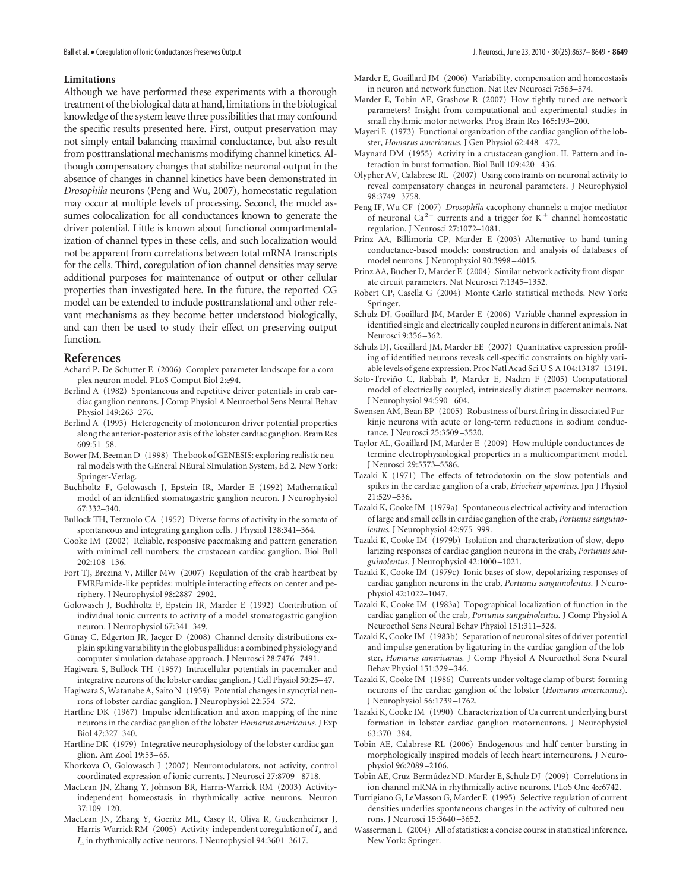## Limitations

Although we have performed these experiments with a thorough treatment of the biological data at hand, limitations in the biological knowledge of the system leave three possibilities that may confound the specific results presented here. First, output preservation may not simply entail balancing maximal conductance, but also result from posttranslational mechanisms modifying channel kinetics. Although compensatory changes that stabilize neuronal output in the absence of changes in channel kinetics have been demonstrated in *Drosophila* neurons (Peng and Wu, 2007), homeostatic regulation may occur at multiple levels of processing. Second, the model assumes colocalization for all conductances known to generate the driver potential. Little is known about functional compartmentalization of channel types in these cells, and such localization would not be apparent from correlations between total mRNA transcripts for the cells. Third, coregulation of ion channel densities may serve additional purposes for maintenance of output or other cellular properties than investigated here. In the future, the reported CG model can be extended to include posttranslational and other relevant mechanisms as they become better understood biologically, and can then be used to study their effect on preserving output function.

## References

Achard P, De Schutter E (2006) Complex parameter landscape for a complex neuron model. PLoS Comput Biol 2:e94.

Berlind A (1982) Spontaneous and repetitive driver potentials in crab cardiac ganglion neurons. J Comp Physiol A Neuroethol Sens Neural Behav Physiol 149:263–276.

Berlind A (1993) Heterogeneity of motoneuron driver potential properties along the anterior-posterior axis of the lobster cardiac ganglion. Brain Res 609:51–58.

Bower JM, Beeman D (1998) The book of GENESIS: exploring realistic neural models with the GEneral NEural SImulation System, Ed 2. New York: Springer-Verlag.

Buchholtz F, Golowasch J, Epstein IR, Marder E (1992) Mathematical model of an identified stomatogastric ganglion neuron. J Neurophysiol 67:332–340.

Bullock TH, Terzuolo CA (1957) Diverse forms of activity in the somata of spontaneous and integrating ganglion cells. J Physiol 138:341–364.

Cooke IM (2002) Reliable, responsive pacemaking and pattern generation with minimal cell numbers: the crustacean cardiac ganglion. Biol Bull 202:108–136.

Fort TJ, Brezina V, Miller MW (2007) Regulation of the crab heartbeat by FMRFamide-like peptides: multiple interacting effects on center and periphery. J Neurophysiol 98:2887–2902.

Golowasch J, Buchholtz F, Epstein IR, Marder E (1992) Contribution of individual ionic currents to activity of a model stomatogastric ganglion neuron. J Neurophysiol 67:341–349.

Günay C, Edgerton JR, Jaeger D (2008) Channel density distributions explain spiking variability in the globus pallidus: a combined physiology and computer simulation database approach. J Neurosci 28:7476–7491.

Hagiwara S, Bullock TH (1957) Intracellular potentials in pacemaker and integrative neurons of the lobster cardiac ganglion. J Cell Physiol 50:25–47.

Hagiwara S, Watanabe A, Saito N (1959) Potential changes in syncytial neurons of lobster cardiac ganglion. J Neurophysiol 22:554–572.

Hartline DK (1967) Impulse identification and axon mapping of the nine neurons in the cardiac ganglion of the lobster *Homarus americanus.* J Exp Biol 47:327–340.

Hartline DK (1979) Integrative neurophysiology of the lobster cardiac ganglion. Am Zool 19:53–65.

Khorkova O, Golowasch J (2007) Neuromodulators, not activity, control coordinated expression of ionic currents. J Neurosci 27:8709–8718.

MacLean JN, Zhang Y, Johnson BR, Harris-Warrick RM (2003) Activity-independent homeostasis in rhythmically active neurons. Neuron 37:109–120.

MacLean JN, Zhang Y, Goeritz ML, Casey R, Oliva R, Guckenheimer J, Harris-Warrick RM (2005) Activity-independent coregulation of $I_A$ and $I_h$ in rhythmically active neurons. J Neurophysiol 94:3601–3617.

Marder E, Goaillard JM (2006) Variability, compensation and homeostasis in neuron and network function. Nat Rev Neurosci 7:563–574.

Marder E, Tobin AE, Grashow R (2007) How tightly tuned are network parameters? Insight from computational and experimental studies in small rhythmic motor networks. Prog Brain Res 165:193–200.

Mayeri E (1973) Functional organization of the cardiac ganglion of the lobster, *Homarus americanus.* J Gen Physiol 62:448–472.

Maynard DM (1955) Activity in a crustacean ganglion. II. Pattern and interaction in burst formation. Biol Bull 109:420–436.

Olypher AV, Calabrese RL (2007) Using constraints on neuronal activity to reveal compensatory changes in neuronal parameters. J Neurophysiol 98:3749–3758.

Peng IF, Wu CF (2007) *Drosophila* cacophony channels: a major mediator of neuronal $Ca^{2+}$ currents and a trigger for $K^+$ channel homeostatic regulation. J Neurosci 27:1072–1081.

Prinz AA, Billimoria CP, Marder E (2003) Alternative to hand-tuning conductance-based models: construction and analysis of databases of model neurons. J Neurophysiol 90:3998–4015.

Prinz AA, Bucher D, Marder E (2004) Similar network activity from disparate circuit parameters. Nat Neurosci 7:1345–1352.

Robert CP, Casella G (2004) Monte Carlo statistical methods. New York: Springer.

Schulz DJ, Goaillard JM, Marder E (2006) Variable channel expression in identified single and electrically coupled neurons in different animals. Nat Neurosci 9:356–362.

Schulz DJ, Goaillard JM, Marder EE (2007) Quantitative expression profiling of identified neurons reveals cell-specific constraints on highly variable levels of gene expression. Proc Natl Acad Sci U S A 104:13187–13191.

Soto-Treviño C, Rabbah P, Marder E, Nadim F (2005) Computational model of electrically coupled, intrinsically distinct pacemaker neurons. J Neurophysiol 94:590–604.

Swensen AM, Bean BP (2005) Robustness of burst firing in dissociated Purkinje neurons with acute or long-term reductions in sodium conductance. J Neurosci 25:3509–3520.

Taylor AL, Goaillard JM, Marder E (2009) How multiple conductances determine electrophysiological properties in a multicompartment model. J Neurosci 29:5573–5586.

Tazaki K (1971) The effects of tetrodotoxin on the slow potentials and spikes in the cardiac ganglion of a crab, *Eriocheir japonicus.* Jpn J Physiol 21:529–536.

Tazaki K, Cooke IM (1979a) Spontaneous electrical activity and interaction of large and small cells in cardiac ganglion of the crab, *Portunus sanguinolentus.* J Neurophysiol 42:975–999.

Tazaki K, Cooke IM (1979b) Isolation and characterization of slow, depolarizing responses of cardiac ganglion neurons in the crab, *Portunus sanguinolentus.* J Neurophysiol 42:1000–1021.

Tazaki K, Cooke IM (1979c) Ionic bases of slow, depolarizing responses of cardiac ganglion neurons in the crab, *Portunus sanguinolentus.* J Neurophysiol 42:1022–1047.

Tazaki K, Cooke IM (1983a) Topographical localization of function in the cardiac ganglion of the crab, *Portunus sanguinolentus.* J Comp Physiol A Neuroethol Sens Neural Behav Physiol 151:311–328.

Tazaki K, Cooke IM (1983b) Separation of neuronal sites of driver potential and impulse generation by ligaturing in the cardiac ganglion of the lobster, *Homarus americanus.* J Comp Physiol A Neuroethol Sens Neural Behav Physiol 151:329–346.

Tazaki K, Cooke IM (1986) Currents under voltage clamp of burst-forming neurons of the cardiac ganglion of the lobster (*Homarus americanus*). J Neurophysiol 56:1739–1762.

Tazaki K, Cooke IM (1990) Characterization of Ca current underlying burst formation in lobster cardiac ganglion motorneurons. J Neurophysiol 63:370–384.

Tobin AE, Calabrese RL (2006) Endogenous and half-center bursting in morphologically inspired models of leech heart interneurons. J Neurophysiol 96:2089–2106.

Tobin AE, Cruz-Bermúdez ND, Marder E, Schulz DJ (2009) Correlations in ion channel mRNA in rhythmically active neurons. PLoS One 4:e6742.

Turrigiano G, LeMasson G, Marder E (1995) Selective regulation of current densities underlies spontaneous changes in the activity of cultured neurons. J Neurosci 15:3640–3652.

Wasserman L (2004) All of statistics: a concise course in statistical inference. New York: Springer.